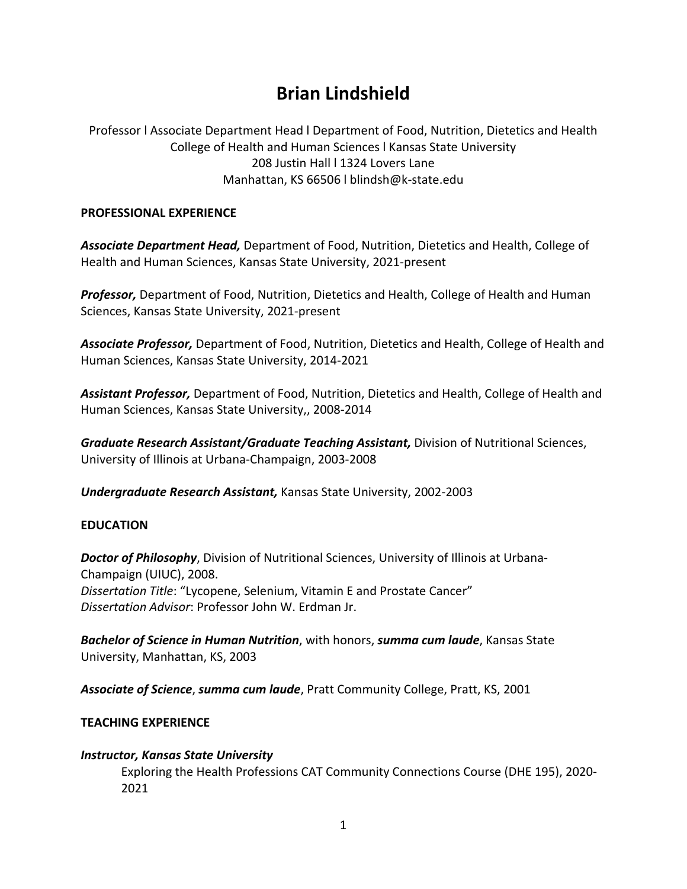# Brian Lindshield

Professor l Associate Department Head l Department of Food, Nutrition, Dietetics and Health
College of Health and Human Sciences l Kansas State University
208 Justin Hall l 1324 Lovers Lane
Manhattan, KS 66506 l blindsh@k-state.edu

## PROFESSIONAL EXPERIENCE

***Associate Department Head,*** Department of Food, Nutrition, Dietetics and Health, College of Health and Human Sciences, Kansas State University, 2021-present

***Professor,*** Department of Food, Nutrition, Dietetics and Health, College of Health and Human Sciences, Kansas State University, 2021-present

***Associate Professor,*** Department of Food, Nutrition, Dietetics and Health, College of Health and Human Sciences, Kansas State University, 2014-2021

***Assistant Professor,*** Department of Food, Nutrition, Dietetics and Health, College of Health and Human Sciences, Kansas State University,, 2008-2014

***Graduate Research Assistant/Graduate Teaching Assistant,*** Division of Nutritional Sciences, University of Illinois at Urbana-Champaign, 2003-2008

***Undergraduate Research Assistant,*** Kansas State University, 2002-2003

## EDUCATION

***Doctor of Philosophy***, Division of Nutritional Sciences, University of Illinois at Urbana-Champaign (UIUC), 2008.
*Dissertation Title*: "Lycopene, Selenium, Vitamin E and Prostate Cancer"
*Dissertation Advisor*: Professor John W. Erdman Jr.

***Bachelor of Science in Human Nutrition***, with honors, ***summa cum laude***, Kansas State University, Manhattan, KS, 2003

***Associate of Science***, ***summa cum laude***, Pratt Community College, Pratt, KS, 2001

## TEACHING EXPERIENCE

***Instructor, Kansas State University***

Exploring the Health Professions CAT Community Connections Course (DHE 195), 2020-2021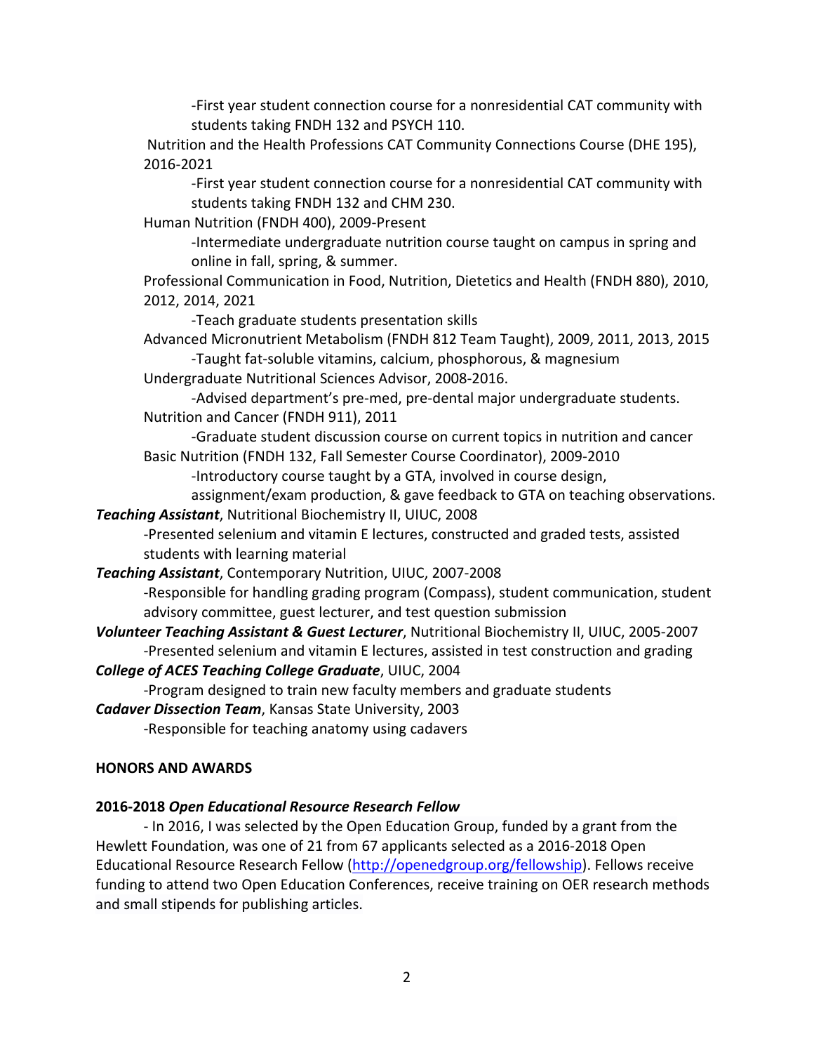-First year student connection course for a nonresidential CAT community with students taking FNDH 132 and PSYCH 110.

Nutrition and the Health Professions CAT Community Connections Course (DHE 195), 2016-2021

-First year student connection course for a nonresidential CAT community with students taking FNDH 132 and CHM 230.

Human Nutrition (FNDH 400), 2009-Present

-Intermediate undergraduate nutrition course taught on campus in spring and online in fall, spring, & summer.

Professional Communication in Food, Nutrition, Dietetics and Health (FNDH 880), 2010, 2012, 2014, 2021

-Teach graduate students presentation skills

Advanced Micronutrient Metabolism (FNDH 812 Team Taught), 2009, 2011, 2013, 2015

-Taught fat-soluble vitamins, calcium, phosphorous, & magnesium

Undergraduate Nutritional Sciences Advisor, 2008-2016.

-Advised department's pre-med, pre-dental major undergraduate students.

Nutrition and Cancer (FNDH 911), 2011

-Graduate student discussion course on current topics in nutrition and cancer

Basic Nutrition (FNDH 132, Fall Semester Course Coordinator), 2009-2010

-Introductory course taught by a GTA, involved in course design, assignment/exam production, & gave feedback to GTA on teaching observations.

***Teaching Assistant***, Nutritional Biochemistry II, UIUC, 2008

-Presented selenium and vitamin E lectures, constructed and graded tests, assisted students with learning material

***Teaching Assistant***, Contemporary Nutrition, UIUC, 2007-2008

-Responsible for handling grading program (Compass), student communication, student advisory committee, guest lecturer, and test question submission

***Volunteer Teaching Assistant & Guest Lecturer***, Nutritional Biochemistry II, UIUC, 2005-2007

-Presented selenium and vitamin E lectures, assisted in test construction and grading

***College of ACES Teaching College Graduate***, UIUC, 2004

-Program designed to train new faculty members and graduate students

***Cadaver Dissection Team***, Kansas State University, 2003

-Responsible for teaching anatomy using cadavers

**HONORS AND AWARDS**

**2016-2018 *Open Educational Resource Research Fellow***

- In 2016, I was selected by the Open Education Group, funded by a grant from the Hewlett Foundation, was one of 21 from 67 applicants selected as a 2016-2018 Open Educational Resource Research Fellow (http://openedgroup.org/fellowship). Fellows receive funding to attend two Open Education Conferences, receive training on OER research methods and small stipends for publishing articles.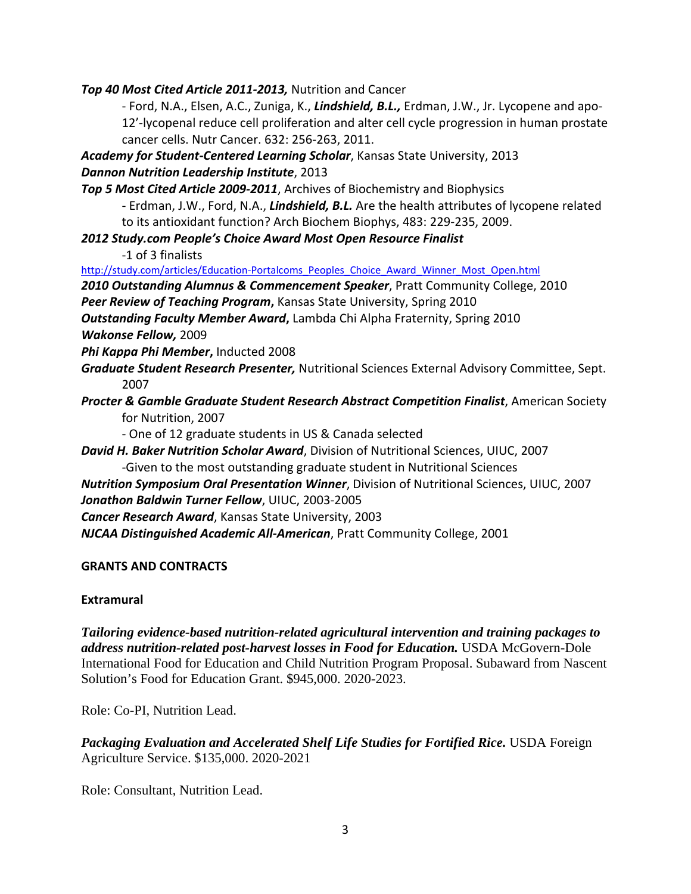***Top 40 Most Cited Article 2011-2013,*** Nutrition and Cancer

- Ford, N.A., Elsen, A.C., Zuniga, K., ***Lindshield, B.L.,*** Erdman, J.W., Jr. Lycopene and apo-12'-lycopenal reduce cell proliferation and alter cell cycle progression in human prostate cancer cells. Nutr Cancer. 632: 256-263, 2011.

***Academy for Student-Centered Learning Scholar***, Kansas State University, 2013

***Dannon Nutrition Leadership Institute***, 2013

***Top 5 Most Cited Article 2009-2011***, Archives of Biochemistry and Biophysics

- Erdman, J.W., Ford, N.A., ***Lindshield, B.L.*** Are the health attributes of lycopene related to its antioxidant function? Arch Biochem Biophys, 483: 229-235, 2009.

***2012 Study.com People's Choice Award Most Open Resource Finalist***

-1 of 3 finalists

http://study.com/articles/Education-Portalcoms_Peoples_Choice_Award_Winner_Most_Open.html

***2010 Outstanding Alumnus & Commencement Speaker***, Pratt Community College, 2010

***Peer Review of Teaching Program*****,** Kansas State University, Spring 2010

***Outstanding Faculty Member Award*****,** Lambda Chi Alpha Fraternity, Spring 2010

***Wakonse Fellow,*** 2009

***Phi Kappa Phi Member*****,** Inducted 2008

***Graduate Student Research Presenter,*** Nutritional Sciences External Advisory Committee, Sept. 2007

***Procter & Gamble Graduate Student Research Abstract Competition Finalist***, American Society for Nutrition, 2007

- One of 12 graduate students in US & Canada selected

***David H. Baker Nutrition Scholar Award***, Division of Nutritional Sciences, UIUC, 2007

-Given to the most outstanding graduate student in Nutritional Sciences

***Nutrition Symposium Oral Presentation Winner***, Division of Nutritional Sciences, UIUC, 2007

***Jonathon Baldwin Turner Fellow***, UIUC, 2003-2005

***Cancer Research Award***, Kansas State University, 2003

***NJCAA Distinguished Academic All-American***, Pratt Community College, 2001

## GRANTS AND CONTRACTS

### Extramural

***Tailoring evidence-based nutrition-related agricultural intervention and training packages to address nutrition-related post-harvest losses in Food for Education.*** USDA McGovern-Dole International Food for Education and Child Nutrition Program Proposal. Subaward from Nascent Solution's Food for Education Grant. $945,000. 2020-2023.

Role: Co-PI, Nutrition Lead.

***Packaging Evaluation and Accelerated Shelf Life Studies for Fortified Rice.*** USDA Foreign Agriculture Service. $135,000. 2020-2021

Role: Consultant, Nutrition Lead.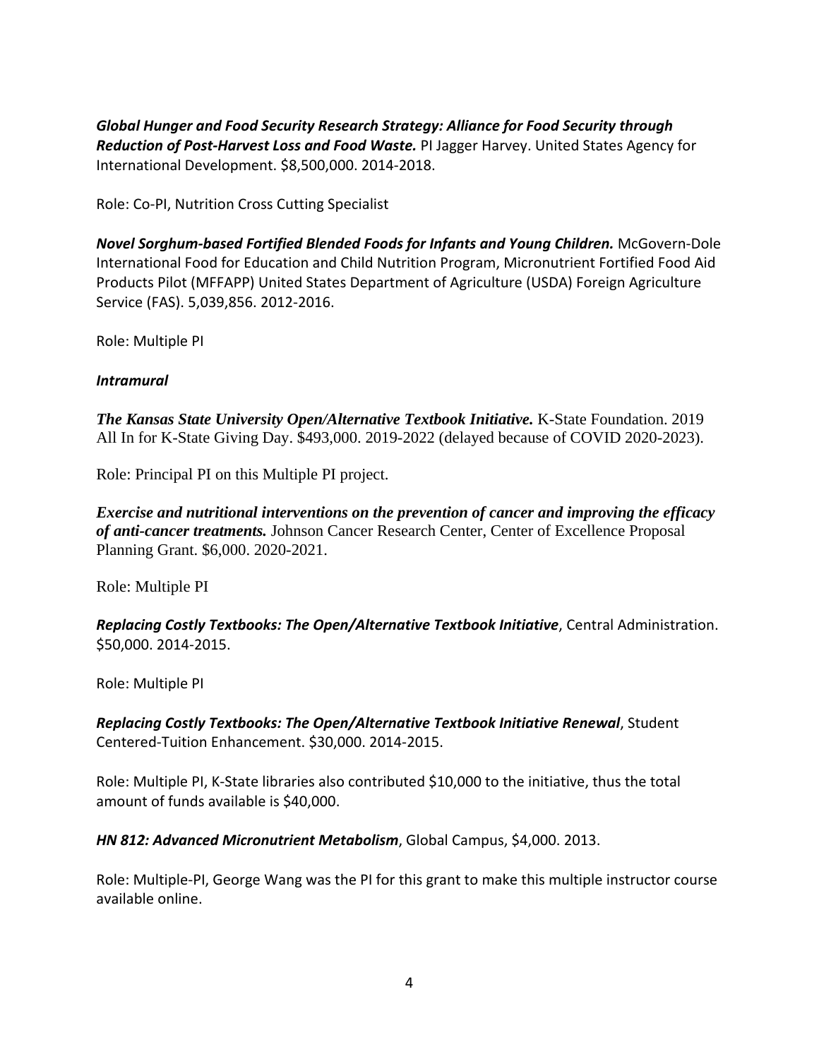***Global Hunger and Food Security Research Strategy: Alliance for Food Security through Reduction of Post-Harvest Loss and Food Waste.*** PI Jagger Harvey. United States Agency for International Development. $8,500,000. 2014-2018.

Role: Co-PI, Nutrition Cross Cutting Specialist

***Novel Sorghum-based Fortified Blended Foods for Infants and Young Children.*** McGovern-Dole International Food for Education and Child Nutrition Program, Micronutrient Fortified Food Aid Products Pilot (MFFAPP) United States Department of Agriculture (USDA) Foreign Agriculture Service (FAS). 5,039,856. 2012-2016.

Role: Multiple PI

***Intramural***

***The Kansas State University Open/Alternative Textbook Initiative.*** K-State Foundation. 2019 All In for K-State Giving Day. $493,000. 2019-2022 (delayed because of COVID 2020-2023).

Role: Principal PI on this Multiple PI project.

***Exercise and nutritional interventions on the prevention of cancer and improving the efficacy of anti-cancer treatments.*** Johnson Cancer Research Center, Center of Excellence Proposal Planning Grant. $6,000. 2020-2021.

Role: Multiple PI

***Replacing Costly Textbooks: The Open/Alternative Textbook Initiative***, Central Administration. $50,000. 2014-2015.

Role: Multiple PI

***Replacing Costly Textbooks: The Open/Alternative Textbook Initiative Renewal***, Student Centered-Tuition Enhancement. $30,000. 2014-2015.

Role: Multiple PI, K-State libraries also contributed $10,000 to the initiative, thus the total amount of funds available is $40,000.

***HN 812: Advanced Micronutrient Metabolism***, Global Campus, $4,000. 2013.

Role: Multiple-PI, George Wang was the PI for this grant to make this multiple instructor course available online.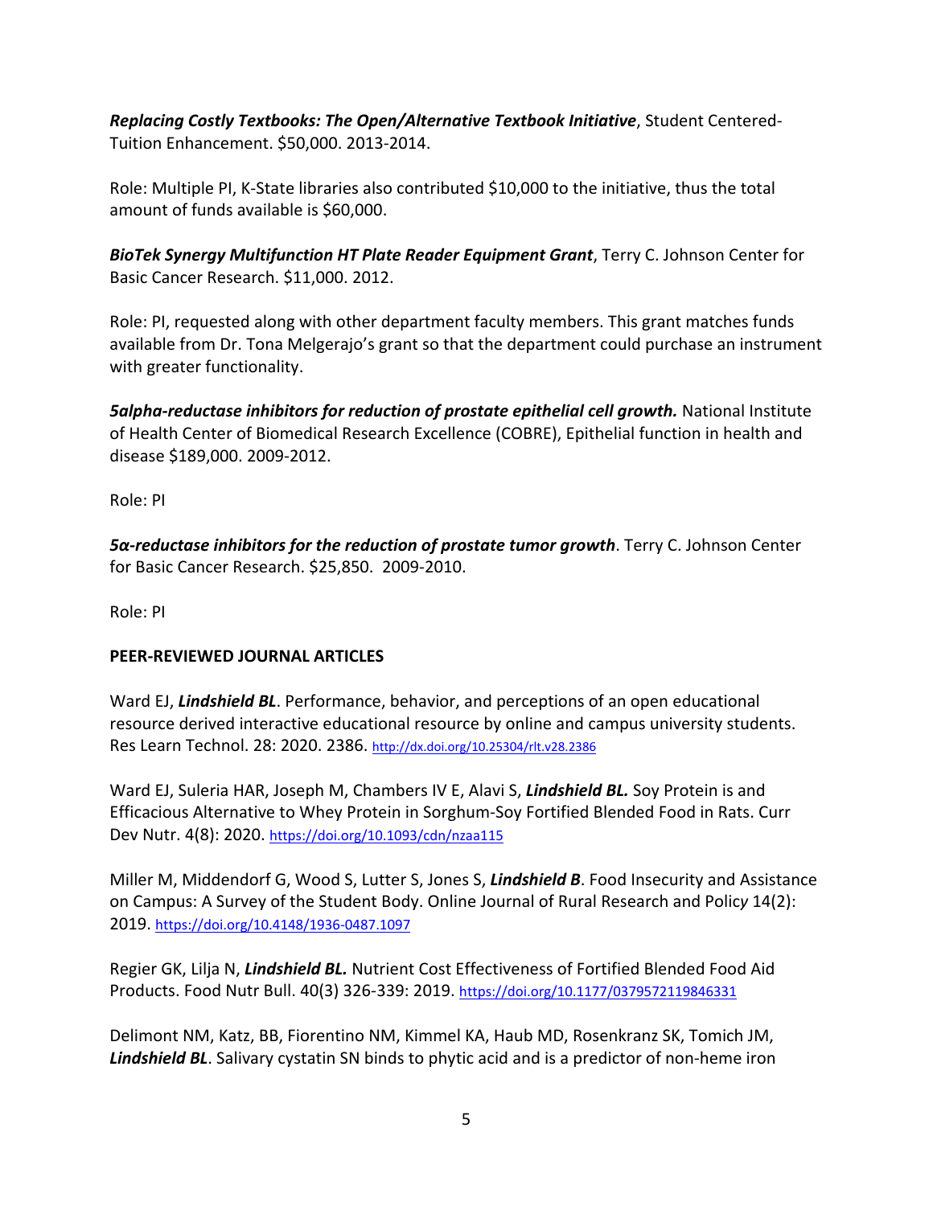***Replacing Costly Textbooks: The Open/Alternative Textbook Initiative***, Student Centered-Tuition Enhancement. $50,000. 2013-2014.

Role: Multiple PI, K-State libraries also contributed $10,000 to the initiative, thus the total amount of funds available is $60,000.

***BioTek Synergy Multifunction HT Plate Reader Equipment Grant***, Terry C. Johnson Center for Basic Cancer Research. $11,000. 2012.

Role: PI, requested along with other department faculty members. This grant matches funds available from Dr. Tona Melgerajo's grant so that the department could purchase an instrument with greater functionality.

***5alpha-reductase inhibitors for reduction of prostate epithelial cell growth.*** National Institute of Health Center of Biomedical Research Excellence (COBRE), Epithelial function in health and disease $189,000. 2009-2012.

Role: PI

***5α-reductase inhibitors for the reduction of prostate tumor growth***. Terry C. Johnson Center for Basic Cancer Research. $25,850. 2009-2010.

Role: PI

**PEER-REVIEWED JOURNAL ARTICLES**

Ward EJ, ***Lindshield BL***. Performance, behavior, and perceptions of an open educational resource derived interactive educational resource by online and campus university students. Res Learn Technol. 28: 2020. 2386. http://dx.doi.org/10.25304/rlt.v28.2386

Ward EJ, Suleria HAR, Joseph M, Chambers IV E, Alavi S, ***Lindshield BL.*** Soy Protein is and Efficacious Alternative to Whey Protein in Sorghum-Soy Fortified Blended Food in Rats. Curr Dev Nutr. 4(8): 2020. https://doi.org/10.1093/cdn/nzaa115

Miller M, Middendorf G, Wood S, Lutter S, Jones S, ***Lindshield B***. Food Insecurity and Assistance on Campus: A Survey of the Student Body. Online Journal of Rural Research and Polic*y* 14(2): 2019. https://doi.org/10.4148/1936-0487.1097

Regier GK, Lilja N, ***Lindshield BL.*** Nutrient Cost Effectiveness of Fortified Blended Food Aid Products. Food Nutr Bull. 40(3) 326-339: 2019. https://doi.org/10.1177/0379572119846331

Delimont NM, Katz, BB, Fiorentino NM, Kimmel KA, Haub MD, Rosenkranz SK, Tomich JM, ***Lindshield BL***. Salivary cystatin SN binds to phytic acid and is a predictor of non-heme iron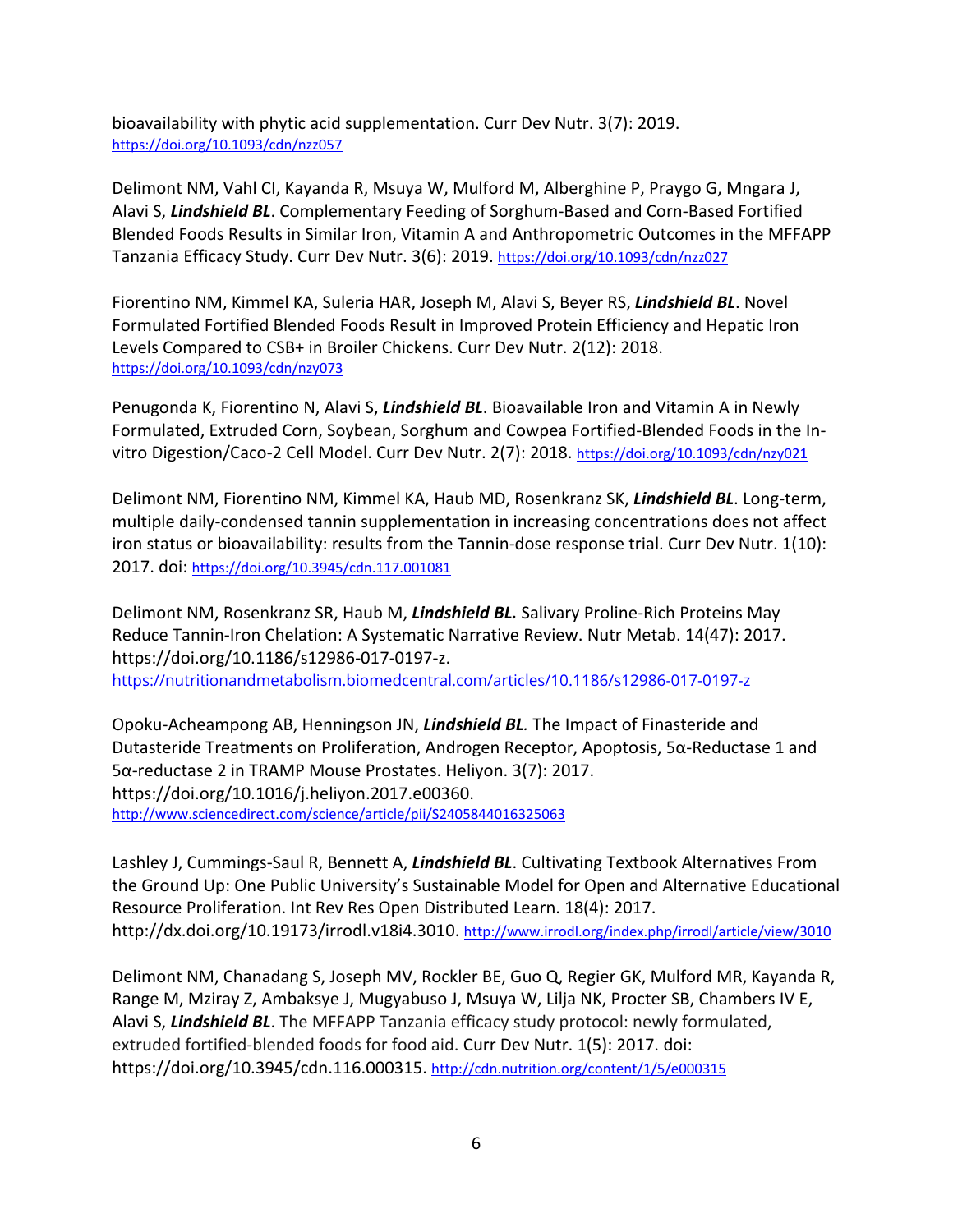bioavailability with phytic acid supplementation. Curr Dev Nutr. 3(7): 2019. https://doi.org/10.1093/cdn/nzz057

Delimont NM, Vahl CI, Kayanda R, Msuya W, Mulford M, Alberghine P, Praygo G, Mngara J, Alavi S, ***Lindshield BL***. Complementary Feeding of Sorghum-Based and Corn-Based Fortified Blended Foods Results in Similar Iron, Vitamin A and Anthropometric Outcomes in the MFFAPP Tanzania Efficacy Study. Curr Dev Nutr. 3(6): 2019. https://doi.org/10.1093/cdn/nzz027

Fiorentino NM, Kimmel KA, Suleria HAR, Joseph M, Alavi S, Beyer RS, ***Lindshield BL***. Novel Formulated Fortified Blended Foods Result in Improved Protein Efficiency and Hepatic Iron Levels Compared to CSB+ in Broiler Chickens. Curr Dev Nutr. 2(12): 2018. https://doi.org/10.1093/cdn/nzy073

Penugonda K, Fiorentino N, Alavi S, ***Lindshield BL***. Bioavailable Iron and Vitamin A in Newly Formulated, Extruded Corn, Soybean, Sorghum and Cowpea Fortified-Blended Foods in the In-vitro Digestion/Caco-2 Cell Model. Curr Dev Nutr. 2(7): 2018. https://doi.org/10.1093/cdn/nzy021

Delimont NM, Fiorentino NM, Kimmel KA, Haub MD, Rosenkranz SK, ***Lindshield BL***. Long-term, multiple daily-condensed tannin supplementation in increasing concentrations does not affect iron status or bioavailability: results from the Tannin-dose response trial. Curr Dev Nutr. 1(10): 2017. doi: https://doi.org/10.3945/cdn.117.001081

Delimont NM, Rosenkranz SR, Haub M, ***Lindshield BL.*** Salivary Proline-Rich Proteins May Reduce Tannin-Iron Chelation: A Systematic Narrative Review. Nutr Metab. 14(47): 2017. https://doi.org/10.1186/s12986-017-0197-z. https://nutritionandmetabolism.biomedcentral.com/articles/10.1186/s12986-017-0197-z

Opoku-Acheampong AB, Henningson JN, ***Lindshield BL.*** The Impact of Finasteride and Dutasteride Treatments on Proliferation, Androgen Receptor, Apoptosis, 5α-Reductase 1 and 5α-reductase 2 in TRAMP Mouse Prostates. Heliyon. 3(7): 2017. https://doi.org/10.1016/j.heliyon.2017.e00360. http://www.sciencedirect.com/science/article/pii/S2405844016325063

Lashley J, Cummings-Saul R, Bennett A, ***Lindshield BL***. Cultivating Textbook Alternatives From the Ground Up: One Public University's Sustainable Model for Open and Alternative Educational Resource Proliferation. Int Rev Res Open Distributed Learn. 18(4): 2017. http://dx.doi.org/10.19173/irrodl.v18i4.3010. http://www.irrodl.org/index.php/irrodl/article/view/3010

Delimont NM, Chanadang S, Joseph MV, Rockler BE, Guo Q, Regier GK, Mulford MR, Kayanda R, Range M, Mziray Z, Ambaksye J, Mugyabuso J, Msuya W, Lilja NK, Procter SB, Chambers IV E, Alavi S, ***Lindshield BL***. The MFFAPP Tanzania efficacy study protocol: newly formulated, extruded fortified-blended foods for food aid. Curr Dev Nutr. 1(5): 2017. doi: https://doi.org/10.3945/cdn.116.000315. http://cdn.nutrition.org/content/1/5/e000315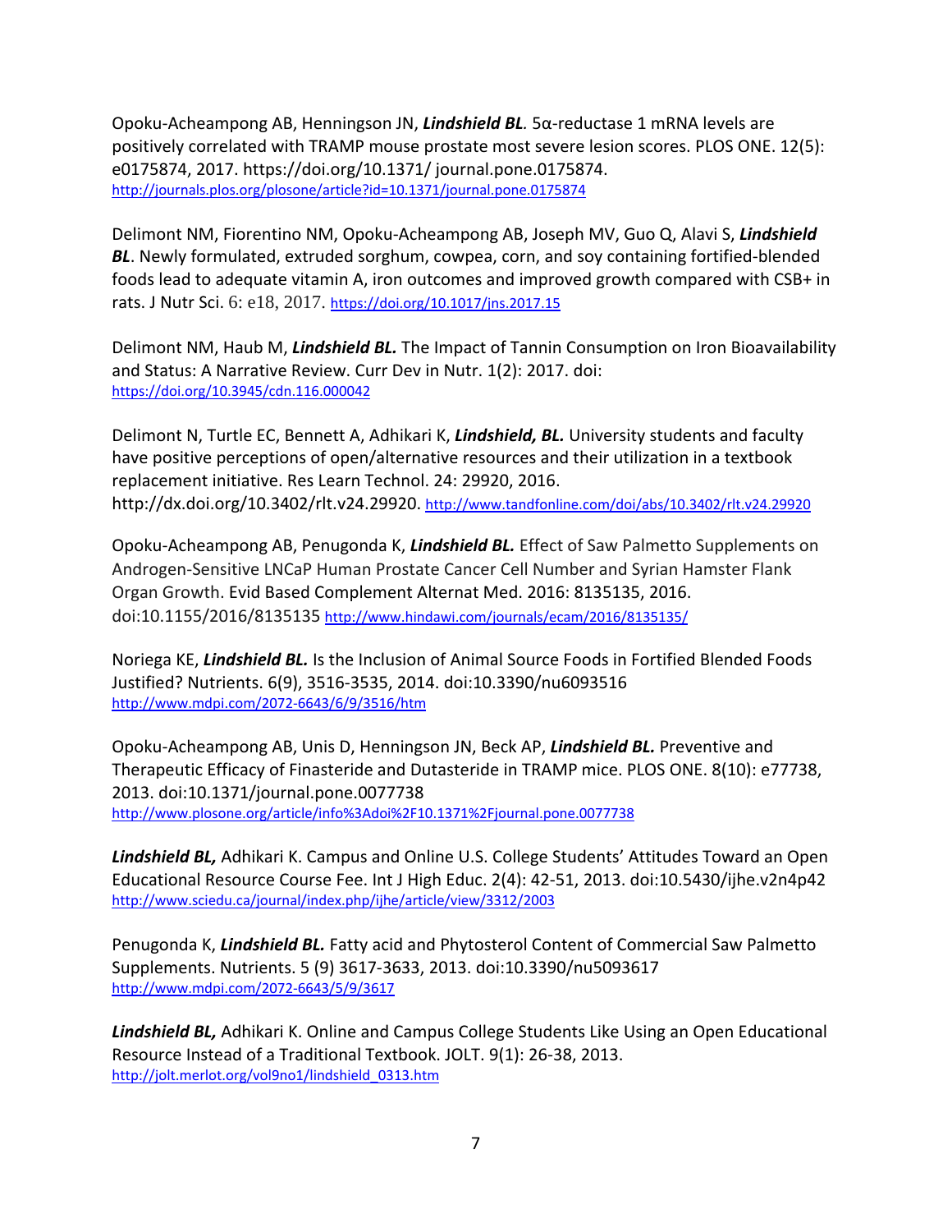Opoku-Acheampong AB, Henningson JN, ***Lindshield BL****.* 5α-reductase 1 mRNA levels are positively correlated with TRAMP mouse prostate most severe lesion scores. PLOS ONE. 12(5): e0175874, 2017. https://doi.org/10.1371/ journal.pone.0175874. http://journals.plos.org/plosone/article?id=10.1371/journal.pone.0175874

Delimont NM, Fiorentino NM, Opoku-Acheampong AB, Joseph MV, Guo Q, Alavi S, ***Lindshield BL***. Newly formulated, extruded sorghum, cowpea, corn, and soy containing fortified-blended foods lead to adequate vitamin A, iron outcomes and improved growth compared with CSB+ in rats. J Nutr Sci. 6: e18, 2017. https://doi.org/10.1017/jns.2017.15

Delimont NM, Haub M, ***Lindshield BL.*** The Impact of Tannin Consumption on Iron Bioavailability and Status: A Narrative Review. Curr Dev in Nutr. 1(2): 2017. doi: https://doi.org/10.3945/cdn.116.000042

Delimont N, Turtle EC, Bennett A, Adhikari K, ***Lindshield, BL.*** University students and faculty have positive perceptions of open/alternative resources and their utilization in a textbook replacement initiative. Res Learn Technol. 24: 29920, 2016. http://dx.doi.org/10.3402/rlt.v24.29920. http://www.tandfonline.com/doi/abs/10.3402/rlt.v24.29920

Opoku-Acheampong AB, Penugonda K, ***Lindshield BL.*** Effect of Saw Palmetto Supplements on Androgen-Sensitive LNCaP Human Prostate Cancer Cell Number and Syrian Hamster Flank Organ Growth. Evid Based Complement Alternat Med. 2016: 8135135, 2016. doi:10.1155/2016/8135135 http://www.hindawi.com/journals/ecam/2016/8135135/

Noriega KE, ***Lindshield BL.*** Is the Inclusion of Animal Source Foods in Fortified Blended Foods Justified? Nutrients. 6(9), 3516-3535, 2014. doi:10.3390/nu6093516 http://www.mdpi.com/2072-6643/6/9/3516/htm

Opoku-Acheampong AB, Unis D, Henningson JN, Beck AP, ***Lindshield BL.*** Preventive and Therapeutic Efficacy of Finasteride and Dutasteride in TRAMP mice. PLOS ONE. 8(10): e77738, 2013. doi:10.1371/journal.pone.0077738 http://www.plosone.org/article/info%3Adoi%2F10.1371%2Fjournal.pone.0077738

***Lindshield BL,*** Adhikari K. Campus and Online U.S. College Students' Attitudes Toward an Open Educational Resource Course Fee. Int J High Educ. 2(4): 42-51, 2013. doi:10.5430/ijhe.v2n4p42 http://www.sciedu.ca/journal/index.php/ijhe/article/view/3312/2003

Penugonda K, ***Lindshield BL.*** Fatty acid and Phytosterol Content of Commercial Saw Palmetto Supplements. Nutrients. 5 (9) 3617-3633, 2013. doi:10.3390/nu5093617 http://www.mdpi.com/2072-6643/5/9/3617

***Lindshield BL,*** Adhikari K. Online and Campus College Students Like Using an Open Educational Resource Instead of a Traditional Textbook. JOLT. 9(1): 26-38, 2013. http://jolt.merlot.org/vol9no1/lindshield_0313.htm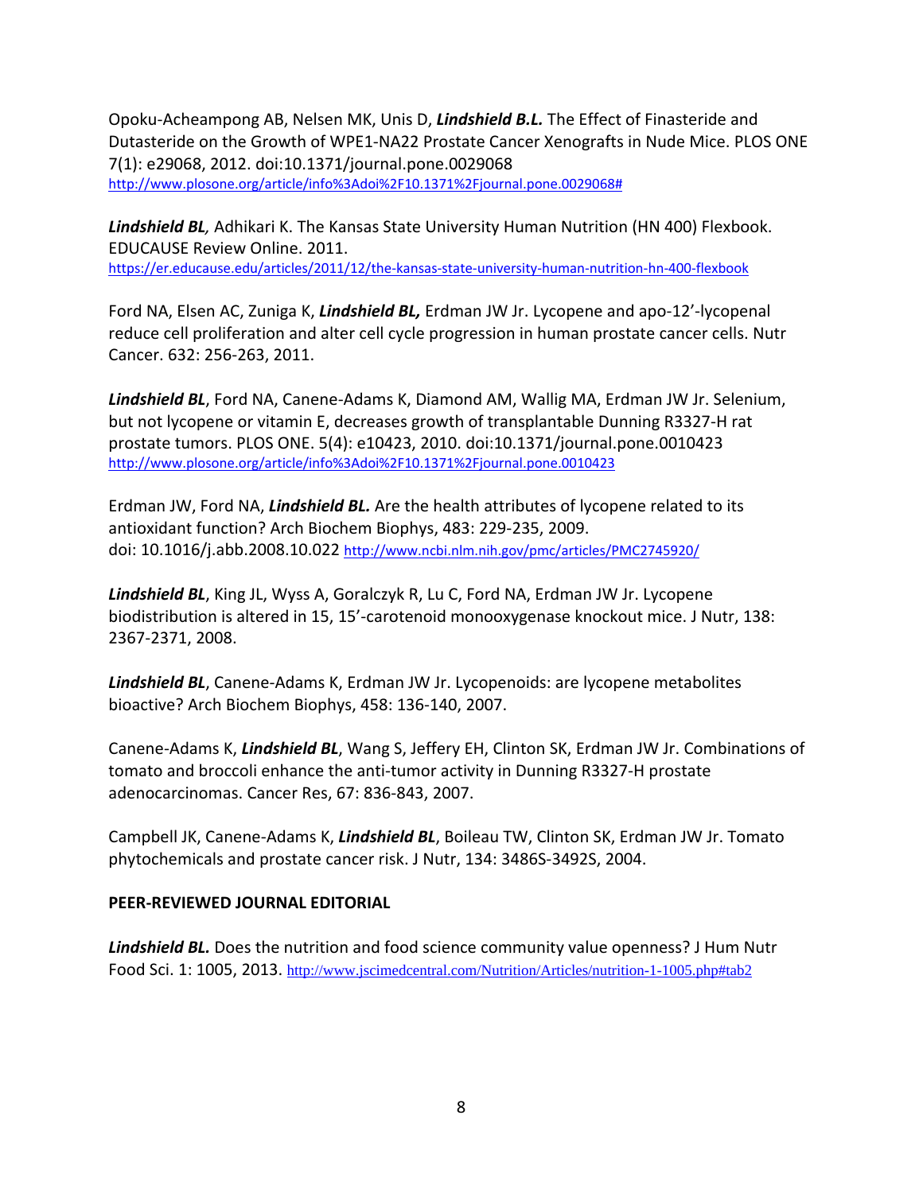Opoku-Acheampong AB, Nelsen MK, Unis D, ***Lindshield B.L.*** The Effect of Finasteride and Dutasteride on the Growth of WPE1-NA22 Prostate Cancer Xenografts in Nude Mice. PLOS ONE 7(1): e29068, 2012. doi:10.1371/journal.pone.0029068 http://www.plosone.org/article/info%3Adoi%2F10.1371%2Fjournal.pone.0029068#

***Lindshield BL****,* Adhikari K. The Kansas State University Human Nutrition (HN 400) Flexbook. EDUCAUSE Review Online. 2011. https://er.educause.edu/articles/2011/12/the-kansas-state-university-human-nutrition-hn-400-flexbook

Ford NA, Elsen AC, Zuniga K, ***Lindshield BL,*** Erdman JW Jr. Lycopene and apo-12'-lycopenal reduce cell proliferation and alter cell cycle progression in human prostate cancer cells. Nutr Cancer. 632: 256-263, 2011.

***Lindshield BL***, Ford NA, Canene-Adams K, Diamond AM, Wallig MA, Erdman JW Jr. Selenium, but not lycopene or vitamin E, decreases growth of transplantable Dunning R3327-H rat prostate tumors. PLOS ONE. 5(4): e10423, 2010. doi:10.1371/journal.pone.0010423 http://www.plosone.org/article/info%3Adoi%2F10.1371%2Fjournal.pone.0010423

Erdman JW, Ford NA, ***Lindshield BL.*** Are the health attributes of lycopene related to its antioxidant function? Arch Biochem Biophys, 483: 229-235, 2009. doi: 10.1016/j.abb.2008.10.022 http://www.ncbi.nlm.nih.gov/pmc/articles/PMC2745920/

***Lindshield BL***, King JL, Wyss A, Goralczyk R, Lu C, Ford NA, Erdman JW Jr. Lycopene biodistribution is altered in 15, 15'-carotenoid monooxygenase knockout mice. J Nutr, 138: 2367-2371, 2008.

***Lindshield BL***, Canene-Adams K, Erdman JW Jr. Lycopenoids: are lycopene metabolites bioactive? Arch Biochem Biophys, 458: 136-140, 2007.

Canene-Adams K, ***Lindshield BL***, Wang S, Jeffery EH, Clinton SK, Erdman JW Jr. Combinations of tomato and broccoli enhance the anti-tumor activity in Dunning R3327-H prostate adenocarcinomas. Cancer Res, 67: 836-843, 2007.

Campbell JK, Canene-Adams K, ***Lindshield BL***, Boileau TW, Clinton SK, Erdman JW Jr. Tomato phytochemicals and prostate cancer risk. J Nutr, 134: 3486S-3492S, 2004.

**PEER-REVIEWED JOURNAL EDITORIAL**

***Lindshield BL.*** Does the nutrition and food science community value openness? J Hum Nutr Food Sci. 1: 1005, 2013. http://www.jscimedcentral.com/Nutrition/Articles/nutrition-1-1005.php#tab2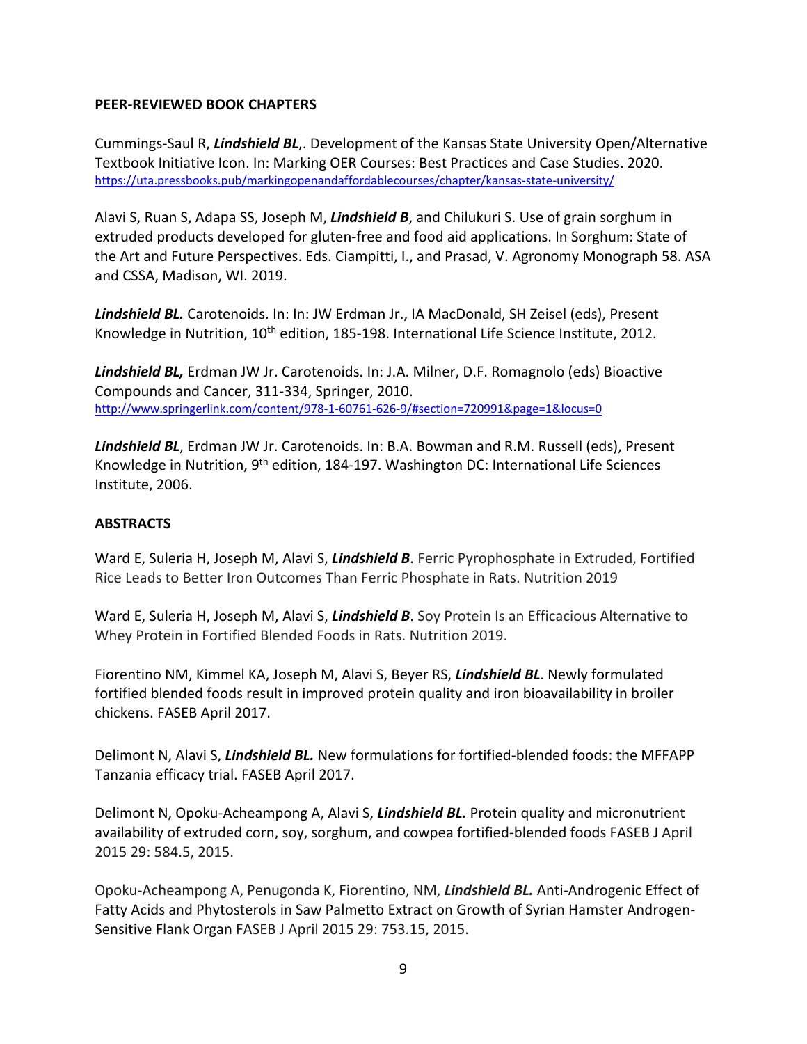**PEER-REVIEWED BOOK CHAPTERS**

Cummings-Saul R, ***Lindshield BL***,. Development of the Kansas State University Open/Alternative Textbook Initiative Icon. In: Marking OER Courses: Best Practices and Case Studies. 2020. https://uta.pressbooks.pub/markingopenandaffordablecourses/chapter/kansas-state-university/

Alavi S, Ruan S, Adapa SS, Joseph M, ***Lindshield B***, and Chilukuri S. Use of grain sorghum in extruded products developed for gluten-free and food aid applications. In Sorghum: State of the Art and Future Perspectives. Eds. Ciampitti, I., and Prasad, V. Agronomy Monograph 58. ASA and CSSA, Madison, WI. 2019.

***Lindshield BL.*** Carotenoids. In: In: JW Erdman Jr., IA MacDonald, SH Zeisel (eds), Present Knowledge in Nutrition, 10th edition, 185-198. International Life Science Institute, 2012.

***Lindshield BL,*** Erdman JW Jr. Carotenoids. In: J.A. Milner, D.F. Romagnolo (eds) Bioactive Compounds and Cancer, 311-334, Springer, 2010. http://www.springerlink.com/content/978-1-60761-626-9/#section=720991&page=1&locus=0

***Lindshield BL***, Erdman JW Jr. Carotenoids. In: B.A. Bowman and R.M. Russell (eds), Present Knowledge in Nutrition, 9th edition, 184-197. Washington DC: International Life Sciences Institute, 2006.

**ABSTRACTS**

Ward E, Suleria H, Joseph M, Alavi S, ***Lindshield B***. Ferric Pyrophosphate in Extruded, Fortified Rice Leads to Better Iron Outcomes Than Ferric Phosphate in Rats. Nutrition 2019

Ward E, Suleria H, Joseph M, Alavi S, ***Lindshield B***. Soy Protein Is an Efficacious Alternative to Whey Protein in Fortified Blended Foods in Rats. Nutrition 2019.

Fiorentino NM, Kimmel KA, Joseph M, Alavi S, Beyer RS, ***Lindshield BL***. Newly formulated fortified blended foods result in improved protein quality and iron bioavailability in broiler chickens. FASEB April 2017.

Delimont N, Alavi S, ***Lindshield BL.*** New formulations for fortified-blended foods: the MFFAPP Tanzania efficacy trial. FASEB April 2017.

Delimont N, Opoku-Acheampong A, Alavi S, ***Lindshield BL.*** Protein quality and micronutrient availability of extruded corn, soy, sorghum, and cowpea fortified-blended foods FASEB J April 2015 29: 584.5, 2015.

Opoku-Acheampong A, Penugonda K, Fiorentino, NM, ***Lindshield BL.*** Anti-Androgenic Effect of Fatty Acids and Phytosterols in Saw Palmetto Extract on Growth of Syrian Hamster Androgen-Sensitive Flank Organ FASEB J April 2015 29: 753.15, 2015.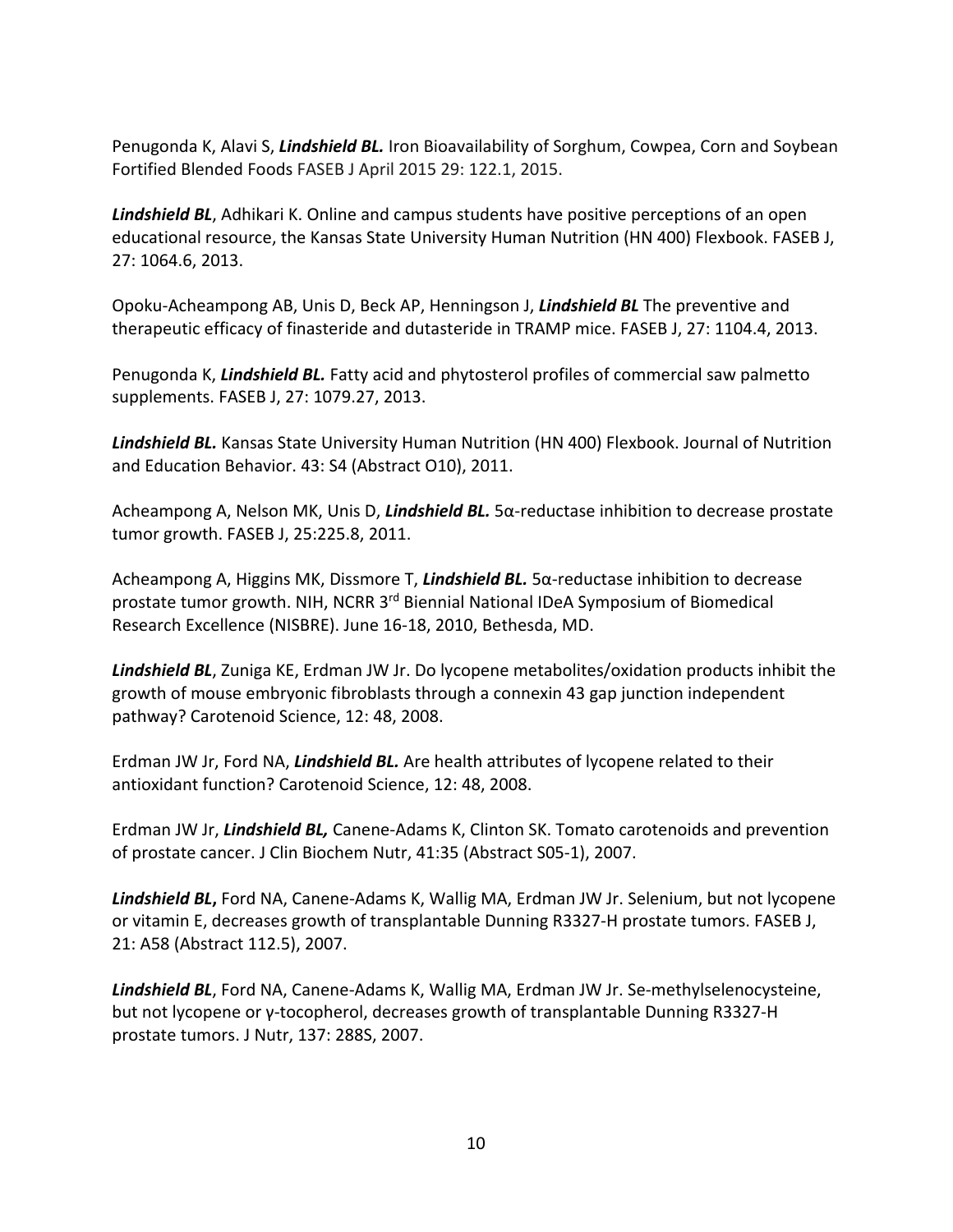Penugonda K, Alavi S, ***Lindshield BL.*** Iron Bioavailability of Sorghum, Cowpea, Corn and Soybean Fortified Blended Foods FASEB J April 2015 29: 122.1, 2015.

***Lindshield BL***, Adhikari K. Online and campus students have positive perceptions of an open educational resource, the Kansas State University Human Nutrition (HN 400) Flexbook. FASEB J, 27: 1064.6, 2013.

Opoku-Acheampong AB, Unis D, Beck AP, Henningson J, ***Lindshield BL*** The preventive and therapeutic efficacy of finasteride and dutasteride in TRAMP mice. FASEB J, 27: 1104.4, 2013.

Penugonda K, ***Lindshield BL.*** Fatty acid and phytosterol profiles of commercial saw palmetto supplements. FASEB J, 27: 1079.27, 2013.

***Lindshield BL.*** Kansas State University Human Nutrition (HN 400) Flexbook. Journal of Nutrition and Education Behavior. 43: S4 (Abstract O10), 2011.

Acheampong A, Nelson MK, Unis D, ***Lindshield BL.*** 5α-reductase inhibition to decrease prostate tumor growth. FASEB J, 25:225.8, 2011.

Acheampong A, Higgins MK, Dissmore T, ***Lindshield BL.*** 5α-reductase inhibition to decrease prostate tumor growth. NIH, NCRR 3rd Biennial National IDeA Symposium of Biomedical Research Excellence (NISBRE). June 16-18, 2010, Bethesda, MD.

***Lindshield BL***, Zuniga KE, Erdman JW Jr. Do lycopene metabolites/oxidation products inhibit the growth of mouse embryonic fibroblasts through a connexin 43 gap junction independent pathway? Carotenoid Science, 12: 48, 2008.

Erdman JW Jr, Ford NA, ***Lindshield BL.*** Are health attributes of lycopene related to their antioxidant function? Carotenoid Science, 12: 48, 2008.

Erdman JW Jr, ***Lindshield BL,*** Canene-Adams K, Clinton SK. Tomato carotenoids and prevention of prostate cancer. J Clin Biochem Nutr, 41:35 (Abstract S05-1), 2007.

***Lindshield BL*****,** Ford NA, Canene-Adams K, Wallig MA, Erdman JW Jr. Selenium, but not lycopene or vitamin E, decreases growth of transplantable Dunning R3327-H prostate tumors. FASEB J, 21: A58 (Abstract 112.5), 2007.

***Lindshield BL***, Ford NA, Canene-Adams K, Wallig MA, Erdman JW Jr. Se-methylselenocysteine, but not lycopene or γ-tocopherol, decreases growth of transplantable Dunning R3327-H prostate tumors. J Nutr, 137: 288S, 2007.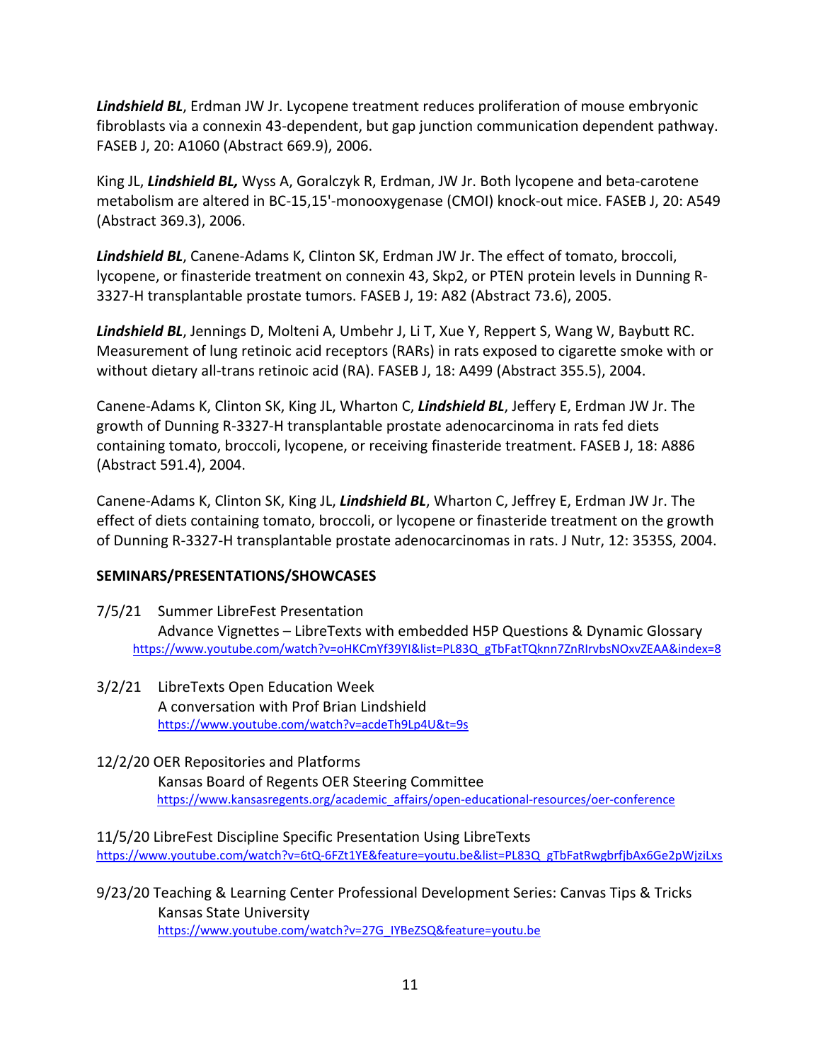***Lindshield BL***, Erdman JW Jr. Lycopene treatment reduces proliferation of mouse embryonic fibroblasts via a connexin 43-dependent, but gap junction communication dependent pathway. FASEB J, 20: A1060 (Abstract 669.9), 2006.

King JL, ***Lindshield BL,*** Wyss A, Goralczyk R, Erdman, JW Jr. Both lycopene and beta-carotene metabolism are altered in BC-15,15'-monooxygenase (CMOI) knock-out mice. FASEB J, 20: A549 (Abstract 369.3), 2006.

***Lindshield BL***, Canene-Adams K, Clinton SK, Erdman JW Jr. The effect of tomato, broccoli, lycopene, or finasteride treatment on connexin 43, Skp2, or PTEN protein levels in Dunning R-3327-H transplantable prostate tumors. FASEB J, 19: A82 (Abstract 73.6), 2005.

***Lindshield BL***, Jennings D, Molteni A, Umbehr J, Li T, Xue Y, Reppert S, Wang W, Baybutt RC. Measurement of lung retinoic acid receptors (RARs) in rats exposed to cigarette smoke with or without dietary all-trans retinoic acid (RA). FASEB J, 18: A499 (Abstract 355.5), 2004.

Canene-Adams K, Clinton SK, King JL, Wharton C, ***Lindshield BL***, Jeffery E, Erdman JW Jr. The growth of Dunning R-3327-H transplantable prostate adenocarcinoma in rats fed diets containing tomato, broccoli, lycopene, or receiving finasteride treatment. FASEB J, 18: A886 (Abstract 591.4), 2004.

Canene-Adams K, Clinton SK, King JL, ***Lindshield BL***, Wharton C, Jeffrey E, Erdman JW Jr. The effect of diets containing tomato, broccoli, or lycopene or finasteride treatment on the growth of Dunning R-3327-H transplantable prostate adenocarcinomas in rats. J Nutr, 12: 3535S, 2004.

**SEMINARS/PRESENTATIONS/SHOWCASES**

7/5/21 Summer LibreFest Presentation
Advance Vignettes – LibreTexts with embedded H5P Questions & Dynamic Glossary
https://www.youtube.com/watch?v=oHKCmYf39YI&list=PL83Q_gTbFatTQknn7ZnRIrvbsNOxvZEAA&index=8

3/2/21 LibreTexts Open Education Week
A conversation with Prof Brian Lindshield
https://www.youtube.com/watch?v=acdeTh9Lp4U&t=9s

12/2/20 OER Repositories and Platforms
Kansas Board of Regents OER Steering Committee
https://www.kansasregents.org/academic_affairs/open-educational-resources/oer-conference

11/5/20 LibreFest Discipline Specific Presentation Using LibreTexts
https://www.youtube.com/watch?v=6tQ-6FZt1YE&feature=youtu.be&list=PL83Q_gTbFatRwgbrfjbAx6Ge2pWjziLxs

9/23/20 Teaching & Learning Center Professional Development Series: Canvas Tips & Tricks
Kansas State University
https://www.youtube.com/watch?v=27G_IYBeZSQ&feature=youtu.be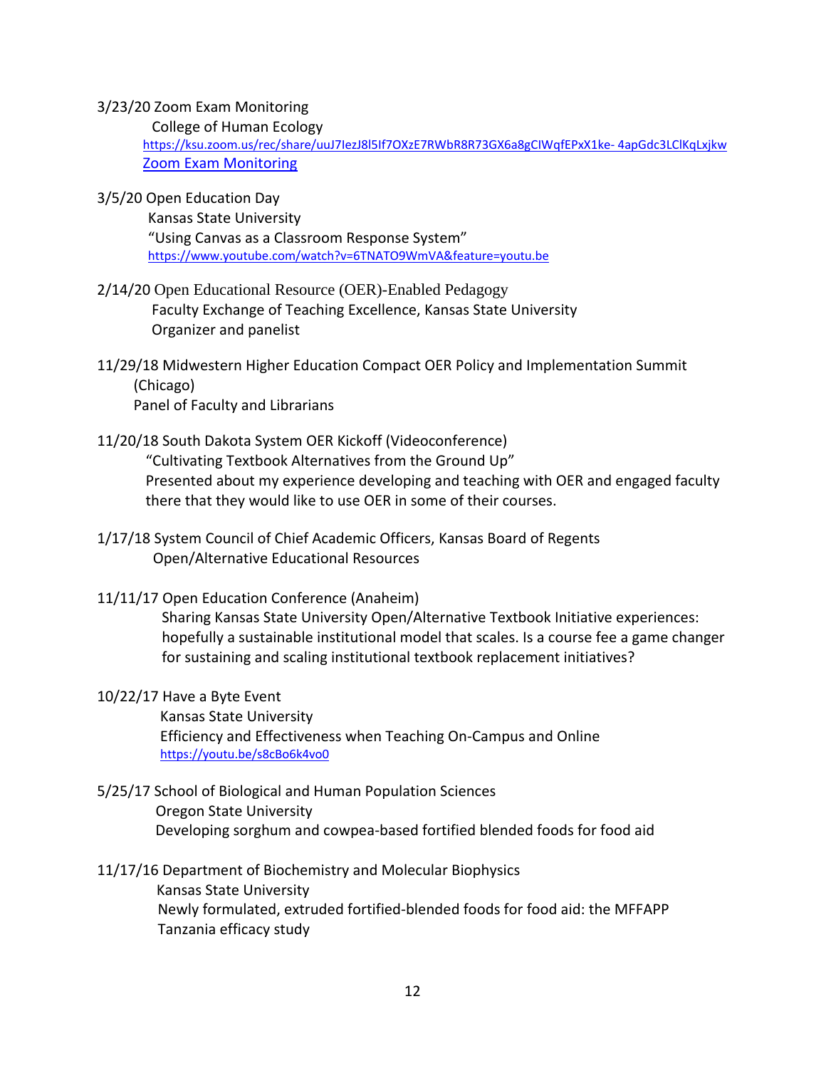3/23/20 Zoom Exam Monitoring
College of Human Ecology
https://ksu.zoom.us/rec/share/uuJ7IezJ8l5If7OXzE7RWbR8R73GX6a8gCIWqfEPxX1ke- 4apGdc3LClKqLxjkw
Zoom Exam Monitoring

3/5/20 Open Education Day
Kansas State University
"Using Canvas as a Classroom Response System"
https://www.youtube.com/watch?v=6TNATO9WmVA&feature=youtu.be

2/14/20 Open Educational Resource (OER)-Enabled Pedagogy
Faculty Exchange of Teaching Excellence, Kansas State University
Organizer and panelist

11/29/18 Midwestern Higher Education Compact OER Policy and Implementation Summit (Chicago)
Panel of Faculty and Librarians

11/20/18 South Dakota System OER Kickoff (Videoconference)
"Cultivating Textbook Alternatives from the Ground Up"
Presented about my experience developing and teaching with OER and engaged faculty there that they would like to use OER in some of their courses.

1/17/18 System Council of Chief Academic Officers, Kansas Board of Regents
Open/Alternative Educational Resources

11/11/17 Open Education Conference (Anaheim)
Sharing Kansas State University Open/Alternative Textbook Initiative experiences: hopefully a sustainable institutional model that scales. Is a course fee a game changer for sustaining and scaling institutional textbook replacement initiatives?

10/22/17 Have a Byte Event
Kansas State University
Efficiency and Effectiveness when Teaching On-Campus and Online
https://youtu.be/s8cBo6k4vo0

5/25/17 School of Biological and Human Population Sciences
Oregon State University
Developing sorghum and cowpea-based fortified blended foods for food aid

11/17/16 Department of Biochemistry and Molecular Biophysics
Kansas State University
Newly formulated, extruded fortified-blended foods for food aid: the MFFAPP Tanzania efficacy study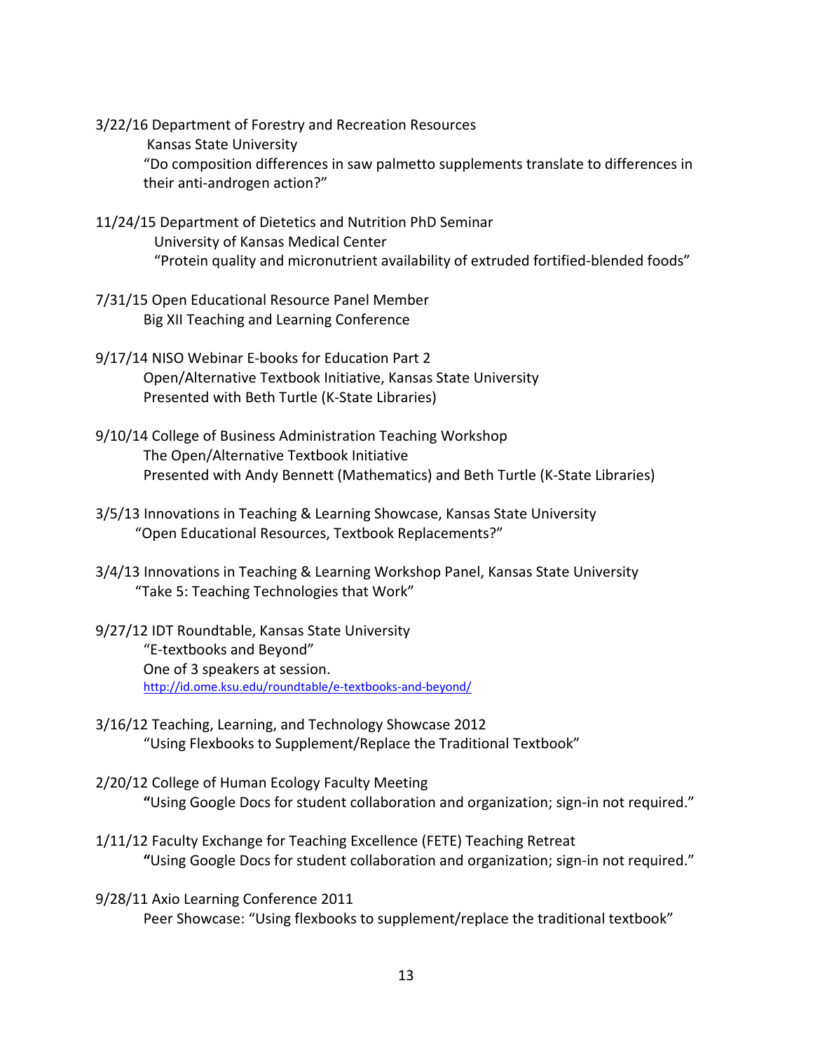3/22/16 Department of Forestry and Recreation Resources
Kansas State University
"Do composition differences in saw palmetto supplements translate to differences in their anti-androgen action?"

11/24/15 Department of Dietetics and Nutrition PhD Seminar
University of Kansas Medical Center
"Protein quality and micronutrient availability of extruded fortified-blended foods"

7/31/15 Open Educational Resource Panel Member
Big XII Teaching and Learning Conference

9/17/14 NISO Webinar E-books for Education Part 2
Open/Alternative Textbook Initiative, Kansas State University
Presented with Beth Turtle (K-State Libraries)

9/10/14 College of Business Administration Teaching Workshop
The Open/Alternative Textbook Initiative
Presented with Andy Bennett (Mathematics) and Beth Turtle (K-State Libraries)

3/5/13 Innovations in Teaching & Learning Showcase, Kansas State University
"Open Educational Resources, Textbook Replacements?"

3/4/13 Innovations in Teaching & Learning Workshop Panel, Kansas State University
"Take 5: Teaching Technologies that Work"

9/27/12 IDT Roundtable, Kansas State University
"E-textbooks and Beyond"
One of 3 speakers at session.
http://id.ome.ksu.edu/roundtable/e-textbooks-and-beyond/

3/16/12 Teaching, Learning, and Technology Showcase 2012
"Using Flexbooks to Supplement/Replace the Traditional Textbook"

2/20/12 College of Human Ecology Faculty Meeting
**"**Using Google Docs for student collaboration and organization; sign-in not required."

1/11/12 Faculty Exchange for Teaching Excellence (FETE) Teaching Retreat
**"**Using Google Docs for student collaboration and organization; sign-in not required."

9/28/11 Axio Learning Conference 2011
Peer Showcase: "Using flexbooks to supplement/replace the traditional textbook"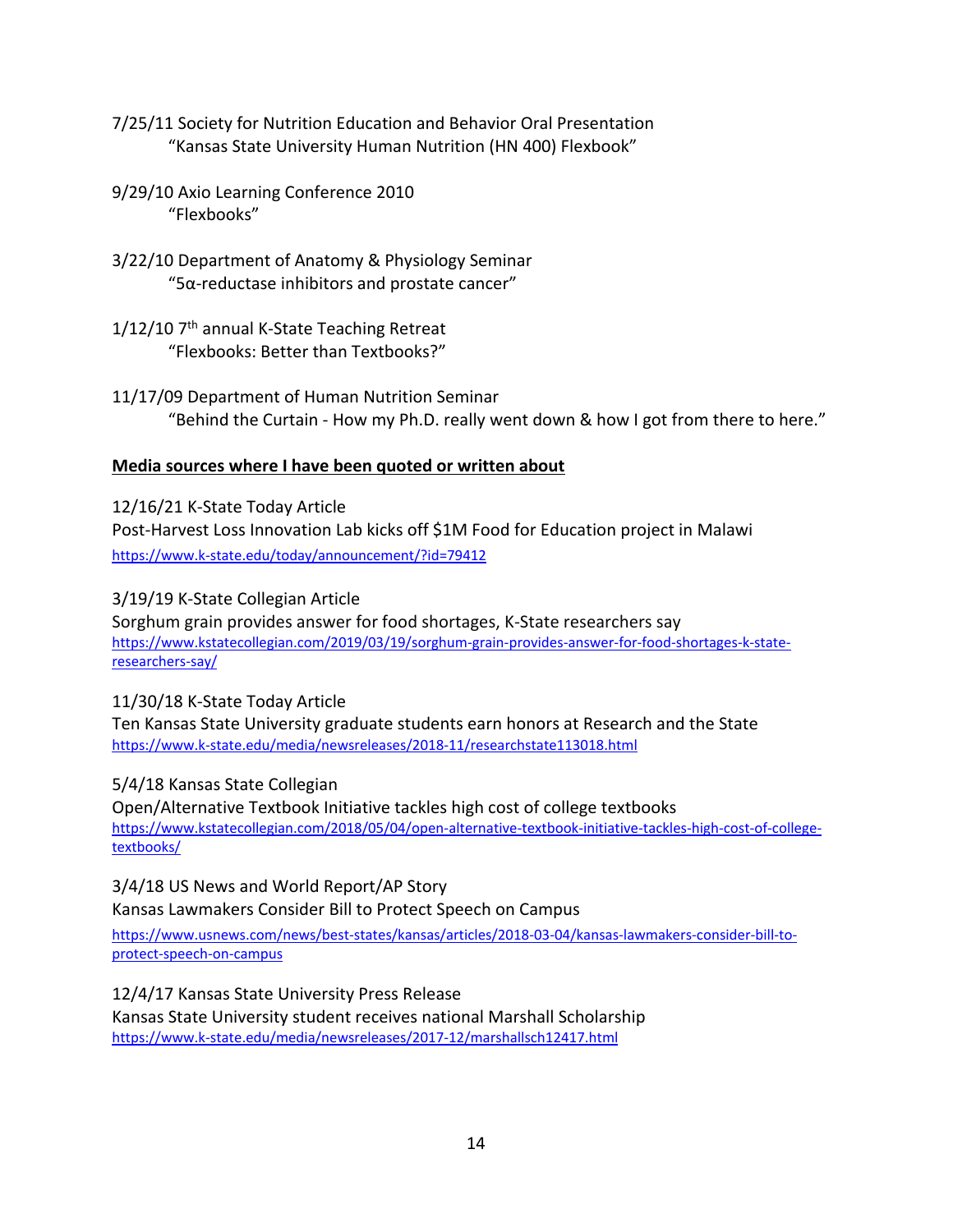7/25/11 Society for Nutrition Education and Behavior Oral Presentation
"Kansas State University Human Nutrition (HN 400) Flexbook"

9/29/10 Axio Learning Conference 2010
"Flexbooks"

3/22/10 Department of Anatomy & Physiology Seminar
"5α-reductase inhibitors and prostate cancer"

1/12/10 7th annual K-State Teaching Retreat
"Flexbooks: Better than Textbooks?"

11/17/09 Department of Human Nutrition Seminar
"Behind the Curtain - How my Ph.D. really went down & how I got from there to here."

**Media sources where I have been quoted or written about**

12/16/21 K-State Today Article
Post-Harvest Loss Innovation Lab kicks off $1M Food for Education project in Malawi
https://www.k-state.edu/today/announcement/?id=79412

3/19/19 K-State Collegian Article
Sorghum grain provides answer for food shortages, K-State researchers say
https://www.kstatecollegian.com/2019/03/19/sorghum-grain-provides-answer-for-food-shortages-k-state-researchers-say/

11/30/18 K-State Today Article
Ten Kansas State University graduate students earn honors at Research and the State
https://www.k-state.edu/media/newsreleases/2018-11/researchstate113018.html

5/4/18 Kansas State Collegian
Open/Alternative Textbook Initiative tackles high cost of college textbooks
https://www.kstatecollegian.com/2018/05/04/open-alternative-textbook-initiative-tackles-high-cost-of-college-textbooks/

3/4/18 US News and World Report/AP Story
Kansas Lawmakers Consider Bill to Protect Speech on Campus
https://www.usnews.com/news/best-states/kansas/articles/2018-03-04/kansas-lawmakers-consider-bill-to-protect-speech-on-campus

12/4/17 Kansas State University Press Release
Kansas State University student receives national Marshall Scholarship
https://www.k-state.edu/media/newsreleases/2017-12/marshallsch12417.html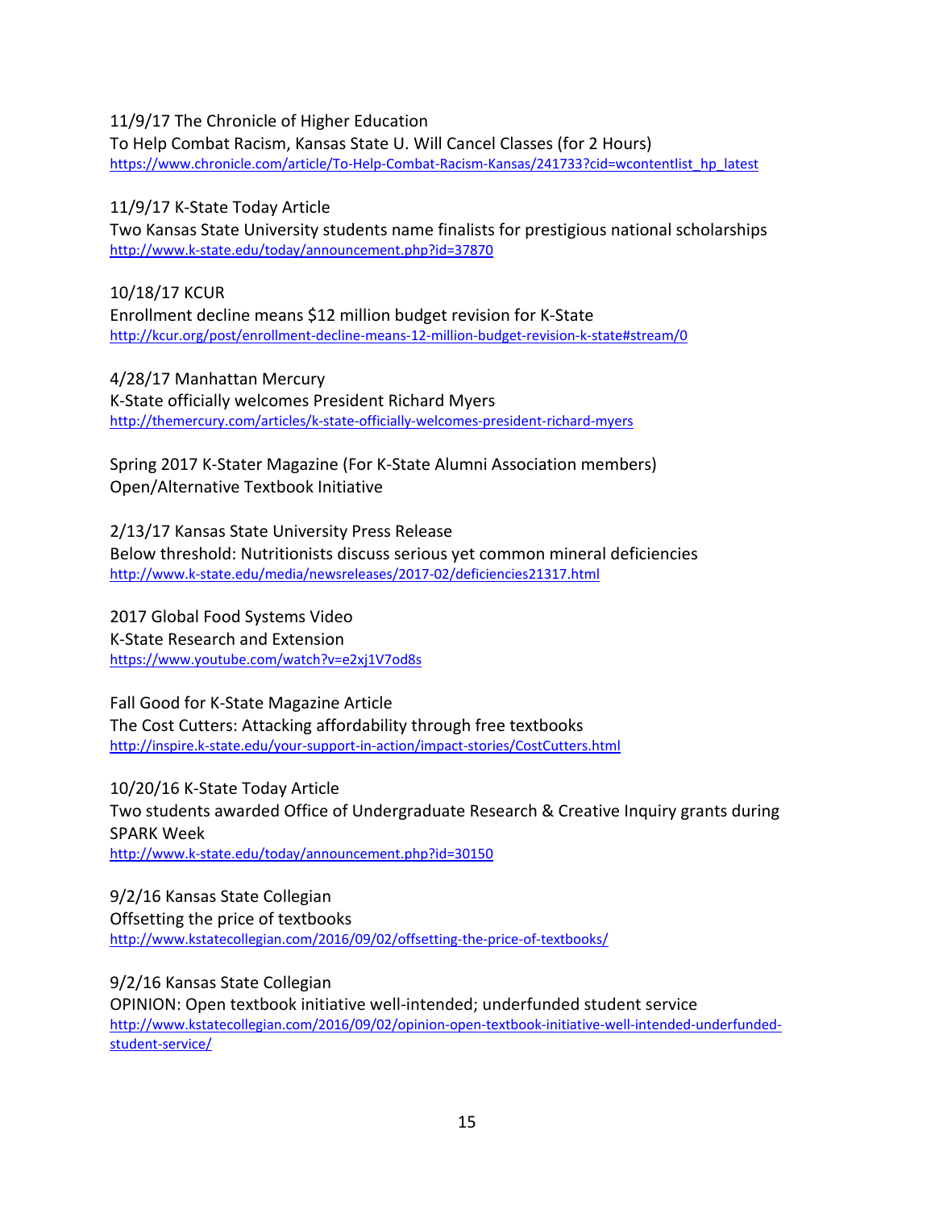11/9/17 The Chronicle of Higher Education
To Help Combat Racism, Kansas State U. Will Cancel Classes (for 2 Hours)
https://www.chronicle.com/article/To-Help-Combat-Racism-Kansas/241733?cid=wcontentlist_hp_latest

11/9/17 K-State Today Article
Two Kansas State University students name finalists for prestigious national scholarships
http://www.k-state.edu/today/announcement.php?id=37870

10/18/17 KCUR
Enrollment decline means $12 million budget revision for K-State
http://kcur.org/post/enrollment-decline-means-12-million-budget-revision-k-state#stream/0

4/28/17 Manhattan Mercury
K-State officially welcomes President Richard Myers
http://themercury.com/articles/k-state-officially-welcomes-president-richard-myers

Spring 2017 K-Stater Magazine (For K-State Alumni Association members)
Open/Alternative Textbook Initiative

2/13/17 Kansas State University Press Release
Below threshold: Nutritionists discuss serious yet common mineral deficiencies
http://www.k-state.edu/media/newsreleases/2017-02/deficiencies21317.html

2017 Global Food Systems Video
K-State Research and Extension
https://www.youtube.com/watch?v=e2xj1V7od8s

Fall Good for K-State Magazine Article
The Cost Cutters: Attacking affordability through free textbooks
http://inspire.k-state.edu/your-support-in-action/impact-stories/CostCutters.html

10/20/16 K-State Today Article
Two students awarded Office of Undergraduate Research & Creative Inquiry grants during SPARK Week
http://www.k-state.edu/today/announcement.php?id=30150

9/2/16 Kansas State Collegian
Offsetting the price of textbooks
http://www.kstatecollegian.com/2016/09/02/offsetting-the-price-of-textbooks/

9/2/16 Kansas State Collegian
OPINION: Open textbook initiative well-intended; underfunded student service
http://www.kstatecollegian.com/2016/09/02/opinion-open-textbook-initiative-well-intended-underfunded-student-service/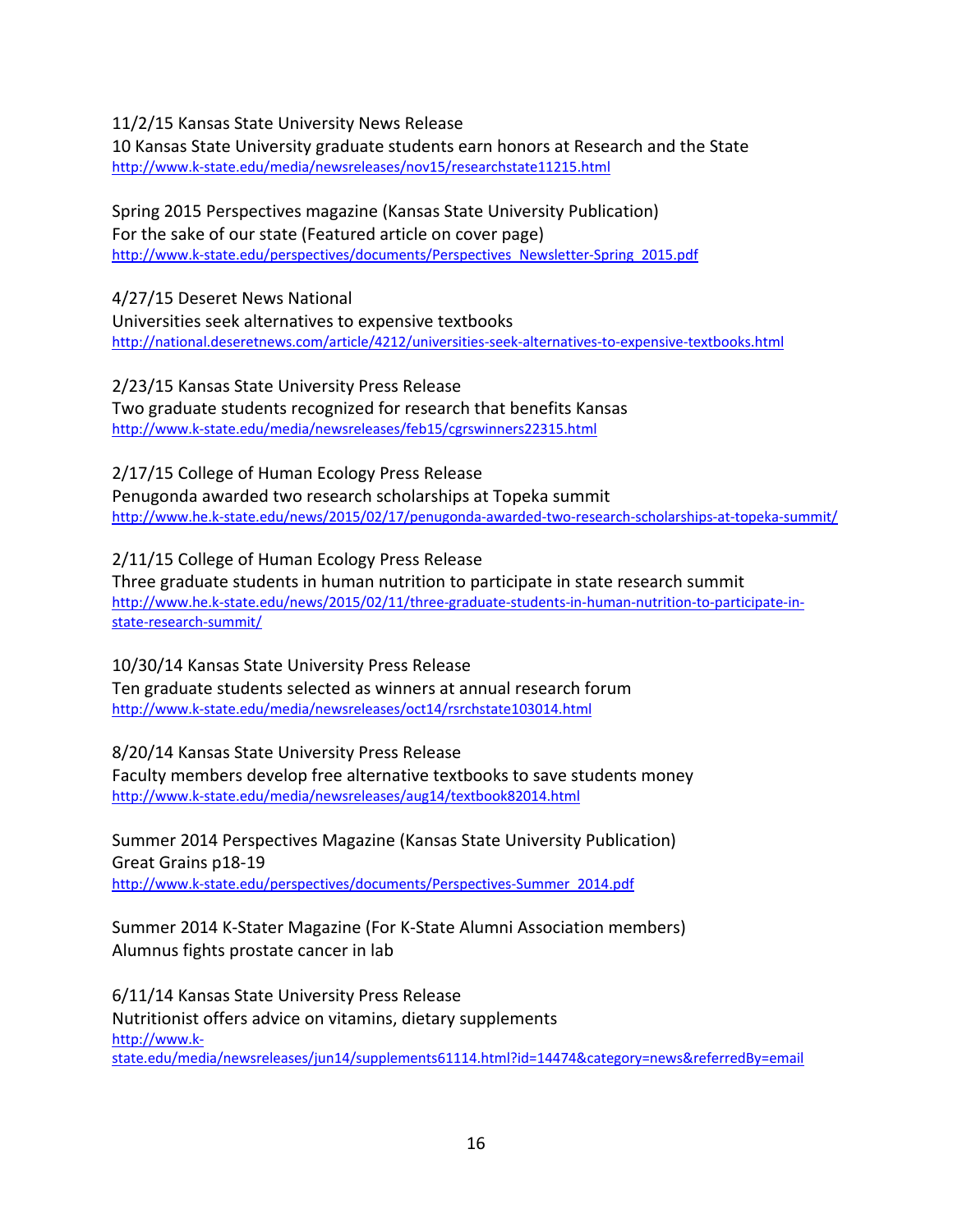11/2/15 Kansas State University News Release
10 Kansas State University graduate students earn honors at Research and the State
http://www.k-state.edu/media/newsreleases/nov15/researchstate11215.html

Spring 2015 Perspectives magazine (Kansas State University Publication)
For the sake of our state (Featured article on cover page)
http://www.k-state.edu/perspectives/documents/Perspectives_Newsletter-Spring_2015.pdf

4/27/15 Deseret News National
Universities seek alternatives to expensive textbooks
http://national.deseretnews.com/article/4212/universities-seek-alternatives-to-expensive-textbooks.html

2/23/15 Kansas State University Press Release
Two graduate students recognized for research that benefits Kansas
http://www.k-state.edu/media/newsreleases/feb15/cgrswinners22315.html

2/17/15 College of Human Ecology Press Release
Penugonda awarded two research scholarships at Topeka summit
http://www.he.k-state.edu/news/2015/02/17/penugonda-awarded-two-research-scholarships-at-topeka-summit/

2/11/15 College of Human Ecology Press Release
Three graduate students in human nutrition to participate in state research summit
http://www.he.k-state.edu/news/2015/02/11/three-graduate-students-in-human-nutrition-to-participate-in-state-research-summit/

10/30/14 Kansas State University Press Release
Ten graduate students selected as winners at annual research forum
http://www.k-state.edu/media/newsreleases/oct14/rsrchstate103014.html

8/20/14 Kansas State University Press Release
Faculty members develop free alternative textbooks to save students money
http://www.k-state.edu/media/newsreleases/aug14/textbook82014.html

Summer 2014 Perspectives Magazine (Kansas State University Publication)
Great Grains p18-19
http://www.k-state.edu/perspectives/documents/Perspectives-Summer_2014.pdf

Summer 2014 K-Stater Magazine (For K-State Alumni Association members)
Alumnus fights prostate cancer in lab

6/11/14 Kansas State University Press Release
Nutritionist offers advice on vitamins, dietary supplements
http://www.k-state.edu/media/newsreleases/jun14/supplements61114.html?id=14474&category=news&referredBy=email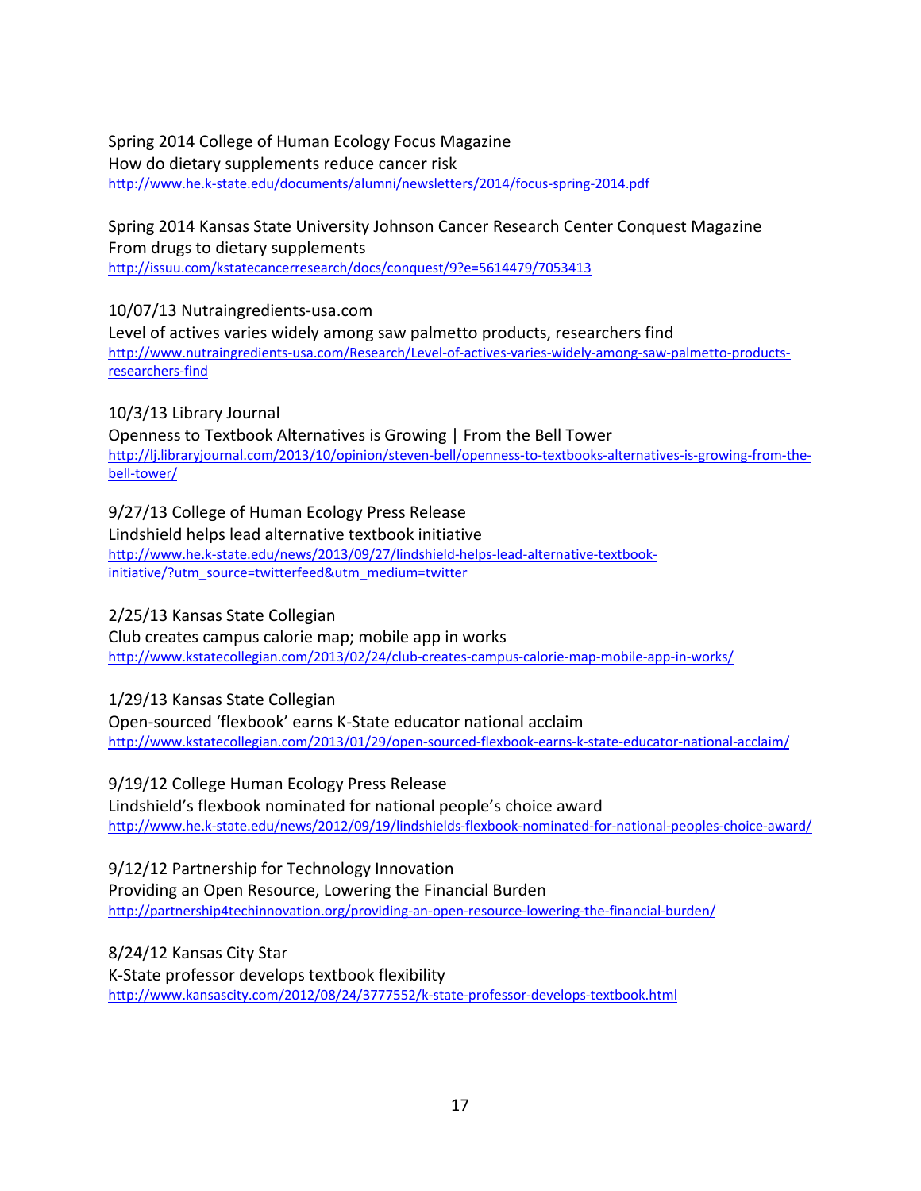Spring 2014 College of Human Ecology Focus Magazine
How do dietary supplements reduce cancer risk
http://www.he.k-state.edu/documents/alumni/newsletters/2014/focus-spring-2014.pdf

Spring 2014 Kansas State University Johnson Cancer Research Center Conquest Magazine
From drugs to dietary supplements
http://issuu.com/kstatecancerresearch/docs/conquest/9?e=5614479/7053413

10/07/13 Nutraingredients-usa.com
Level of actives varies widely among saw palmetto products, researchers find
http://www.nutraingredients-usa.com/Research/Level-of-actives-varies-widely-among-saw-palmetto-products-researchers-find

10/3/13 Library Journal
Openness to Textbook Alternatives is Growing | From the Bell Tower
http://lj.libraryjournal.com/2013/10/opinion/steven-bell/openness-to-textbooks-alternatives-is-growing-from-the-bell-tower/

9/27/13 College of Human Ecology Press Release
Lindshield helps lead alternative textbook initiative
http://www.he.k-state.edu/news/2013/09/27/lindshield-helps-lead-alternative-textbook-initiative/?utm_source=twitterfeed&utm_medium=twitter

2/25/13 Kansas State Collegian
Club creates campus calorie map; mobile app in works
http://www.kstatecollegian.com/2013/02/24/club-creates-campus-calorie-map-mobile-app-in-works/

1/29/13 Kansas State Collegian
Open-sourced 'flexbook' earns K-State educator national acclaim
http://www.kstatecollegian.com/2013/01/29/open-sourced-flexbook-earns-k-state-educator-national-acclaim/

9/19/12 College Human Ecology Press Release
Lindshield's flexbook nominated for national people's choice award
http://www.he.k-state.edu/news/2012/09/19/lindshields-flexbook-nominated-for-national-peoples-choice-award/

9/12/12 Partnership for Technology Innovation
Providing an Open Resource, Lowering the Financial Burden
http://partnership4techinnovation.org/providing-an-open-resource-lowering-the-financial-burden/

8/24/12 Kansas City Star
K-State professor develops textbook flexibility
http://www.kansascity.com/2012/08/24/3777552/k-state-professor-develops-textbook.html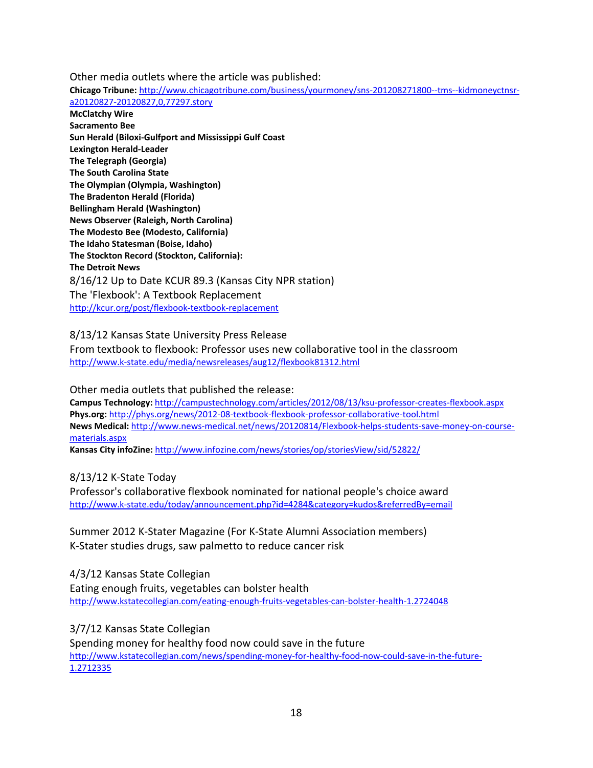Other media outlets where the article was published:

**Chicago Tribune:** http://www.chicagotribune.com/business/yourmoney/sns-201208271800--tms--kidmoneyctnsr-a20120827-20120827,0,77297.story
**McClatchy Wire**
**Sacramento Bee**
**Sun Herald (Biloxi-Gulfport and Mississippi Gulf Coast**
**Lexington Herald-Leader**
**The Telegraph (Georgia)**
**The South Carolina State**
**The Olympian (Olympia, Washington)**
**The Bradenton Herald (Florida)**
**Bellingham Herald (Washington)**
**News Observer (Raleigh, North Carolina)**
**The Modesto Bee (Modesto, California)**
**The Idaho Statesman (Boise, Idaho)**
**The Stockton Record (Stockton, California):**
**The Detroit News**

8/16/12 Up to Date KCUR 89.3 (Kansas City NPR station)
The 'Flexbook': A Textbook Replacement
http://kcur.org/post/flexbook-textbook-replacement

8/13/12 Kansas State University Press Release
From textbook to flexbook: Professor uses new collaborative tool in the classroom
http://www.k-state.edu/media/newsreleases/aug12/flexbook81312.html

Other media outlets that published the release:

**Campus Technology:** http://campustechnology.com/articles/2012/08/13/ksu-professor-creates-flexbook.aspx
**Phys.org:** http://phys.org/news/2012-08-textbook-flexbook-professor-collaborative-tool.html
**News Medical:** http://www.news-medical.net/news/20120814/Flexbook-helps-students-save-money-on-course-materials.aspx
**Kansas City infoZine:** http://www.infozine.com/news/stories/op/storiesView/sid/52822/

8/13/12 K-State Today
Professor's collaborative flexbook nominated for national people's choice award
http://www.k-state.edu/today/announcement.php?id=4284&category=kudos&referredBy=email

Summer 2012 K-Stater Magazine (For K-State Alumni Association members)
K-Stater studies drugs, saw palmetto to reduce cancer risk

4/3/12 Kansas State Collegian
Eating enough fruits, vegetables can bolster health
http://www.kstatecollegian.com/eating-enough-fruits-vegetables-can-bolster-health-1.2724048

3/7/12 Kansas State Collegian
Spending money for healthy food now could save in the future
http://www.kstatecollegian.com/news/spending-money-for-healthy-food-now-could-save-in-the-future-1.2712335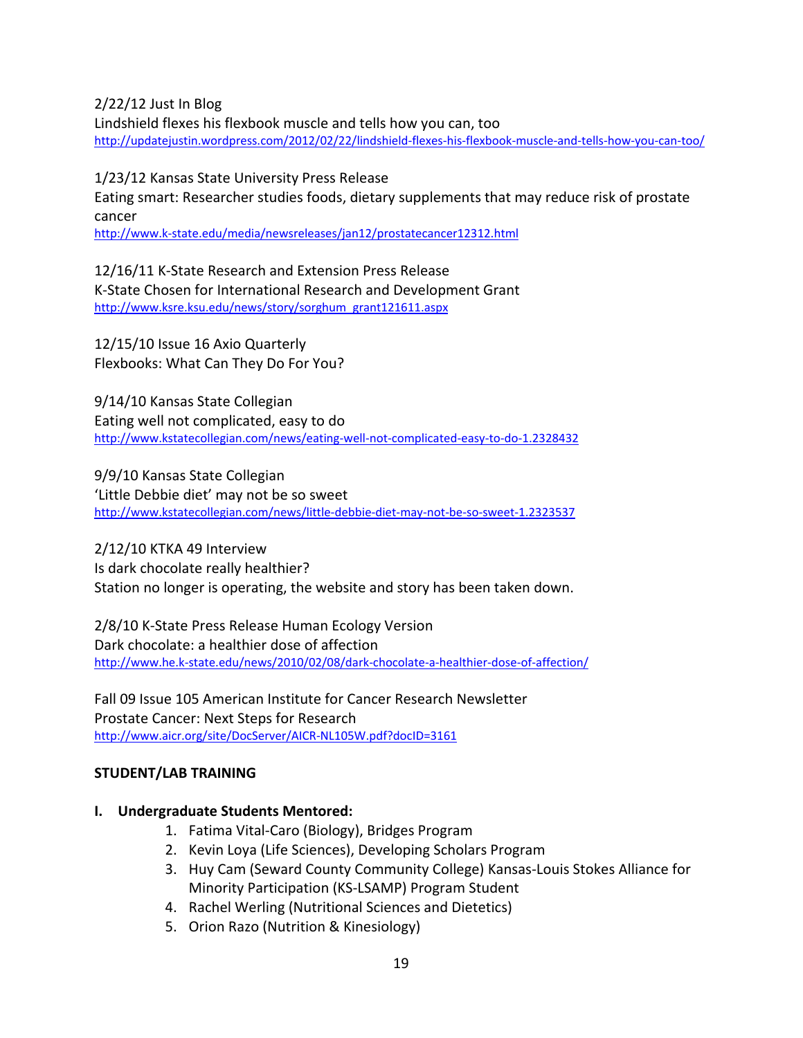2/22/12 Just In Blog
Lindshield flexes his flexbook muscle and tells how you can, too
http://updatejustin.wordpress.com/2012/02/22/lindshield-flexes-his-flexbook-muscle-and-tells-how-you-can-too/

1/23/12 Kansas State University Press Release
Eating smart: Researcher studies foods, dietary supplements that may reduce risk of prostate cancer
http://www.k-state.edu/media/newsreleases/jan12/prostatecancer12312.html

12/16/11 K-State Research and Extension Press Release
K-State Chosen for International Research and Development Grant
http://www.ksre.ksu.edu/news/story/sorghum_grant121611.aspx

12/15/10 Issue 16 Axio Quarterly
Flexbooks: What Can They Do For You?

9/14/10 Kansas State Collegian
Eating well not complicated, easy to do
http://www.kstatecollegian.com/news/eating-well-not-complicated-easy-to-do-1.2328432

9/9/10 Kansas State Collegian
'Little Debbie diet' may not be so sweet
http://www.kstatecollegian.com/news/little-debbie-diet-may-not-be-so-sweet-1.2323537

2/12/10 KTKA 49 Interview
Is dark chocolate really healthier?
Station no longer is operating, the website and story has been taken down.

2/8/10 K-State Press Release Human Ecology Version
Dark chocolate: a healthier dose of affection
http://www.he.k-state.edu/news/2010/02/08/dark-chocolate-a-healthier-dose-of-affection/

Fall 09 Issue 105 American Institute for Cancer Research Newsletter
Prostate Cancer: Next Steps for Research
http://www.aicr.org/site/DocServer/AICR-NL105W.pdf?docID=3161

## STUDENT/LAB TRAINING

### I. Undergraduate Students Mentored:

1. Fatima Vital-Caro (Biology), Bridges Program
2. Kevin Loya (Life Sciences), Developing Scholars Program
3. Huy Cam (Seward County Community College) Kansas-Louis Stokes Alliance for Minority Participation (KS-LSAMP) Program Student
4. Rachel Werling (Nutritional Sciences and Dietetics)
5. Orion Razo (Nutrition & Kinesiology)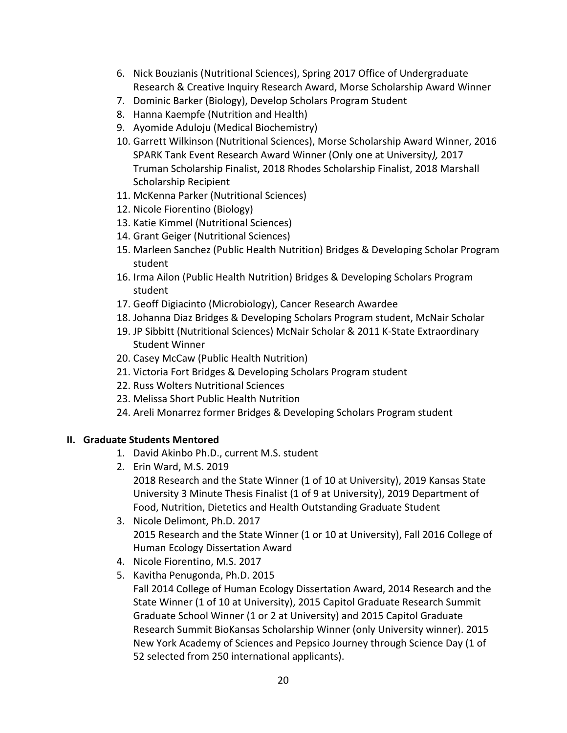6. Nick Bouzianis (Nutritional Sciences), Spring 2017 Office of Undergraduate Research & Creative Inquiry Research Award, Morse Scholarship Award Winner
7. Dominic Barker (Biology), Develop Scholars Program Student
8. Hanna Kaempfe (Nutrition and Health)
9. Ayomide Aduloju (Medical Biochemistry)
10. Garrett Wilkinson (Nutritional Sciences), Morse Scholarship Award Winner, 2016 SPARK Tank Event Research Award Winner (Only one at University*),* 2017 Truman Scholarship Finalist, 2018 Rhodes Scholarship Finalist, 2018 Marshall Scholarship Recipient
11. McKenna Parker (Nutritional Sciences)
12. Nicole Fiorentino (Biology)
13. Katie Kimmel (Nutritional Sciences)
14. Grant Geiger (Nutritional Sciences)
15. Marleen Sanchez (Public Health Nutrition) Bridges & Developing Scholar Program student
16. Irma Ailon (Public Health Nutrition) Bridges & Developing Scholars Program student
17. Geoff Digiacinto (Microbiology), Cancer Research Awardee
18. Johanna Diaz Bridges & Developing Scholars Program student, McNair Scholar
19. JP Sibbitt (Nutritional Sciences) McNair Scholar & 2011 K-State Extraordinary Student Winner
20. Casey McCaw (Public Health Nutrition)
21. Victoria Fort Bridges & Developing Scholars Program student
22. Russ Wolters Nutritional Sciences
23. Melissa Short Public Health Nutrition
24. Areli Monarrez former Bridges & Developing Scholars Program student

**II. Graduate Students Mentored**

1. David Akinbo Ph.D., current M.S. student
2. Erin Ward, M.S. 2019
   2018 Research and the State Winner (1 of 10 at University), 2019 Kansas State University 3 Minute Thesis Finalist (1 of 9 at University), 2019 Department of Food, Nutrition, Dietetics and Health Outstanding Graduate Student
3. Nicole Delimont, Ph.D. 2017
   2015 Research and the State Winner (1 or 10 at University), Fall 2016 College of Human Ecology Dissertation Award
4. Nicole Fiorentino, M.S. 2017
5. Kavitha Penugonda, Ph.D. 2015
   Fall 2014 College of Human Ecology Dissertation Award, 2014 Research and the State Winner (1 of 10 at University), 2015 Capitol Graduate Research Summit Graduate School Winner (1 or 2 at University) and 2015 Capitol Graduate Research Summit BioKansas Scholarship Winner (only University winner). 2015 New York Academy of Sciences and Pepsico Journey through Science Day (1 of 52 selected from 250 international applicants).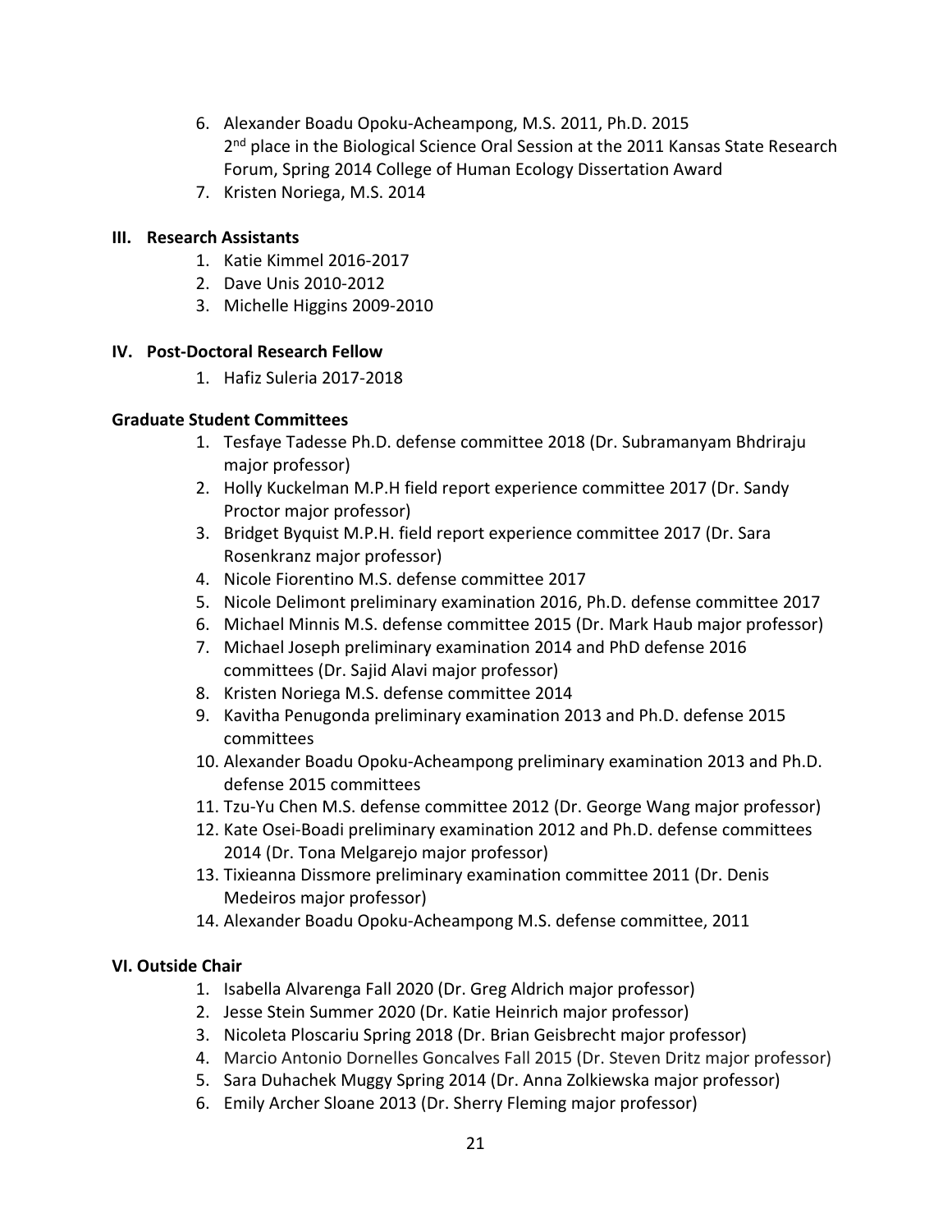6. Alexander Boadu Opoku-Acheampong, M.S. 2011, Ph.D. 2015
   2nd place in the Biological Science Oral Session at the 2011 Kansas State Research Forum, Spring 2014 College of Human Ecology Dissertation Award
7. Kristen Noriega, M.S. 2014

### III. Research Assistants

1. Katie Kimmel 2016-2017
2. Dave Unis 2010-2012
3. Michelle Higgins 2009-2010

### IV. Post-Doctoral Research Fellow

1. Hafiz Suleria 2017-2018

### Graduate Student Committees

1. Tesfaye Tadesse Ph.D. defense committee 2018 (Dr. Subramanyam Bhdriraju major professor)
2. Holly Kuckelman M.P.H field report experience committee 2017 (Dr. Sandy Proctor major professor)
3. Bridget Byquist M.P.H. field report experience committee 2017 (Dr. Sara Rosenkranz major professor)
4. Nicole Fiorentino M.S. defense committee 2017
5. Nicole Delimont preliminary examination 2016, Ph.D. defense committee 2017
6. Michael Minnis M.S. defense committee 2015 (Dr. Mark Haub major professor)
7. Michael Joseph preliminary examination 2014 and PhD defense 2016 committees (Dr. Sajid Alavi major professor)
8. Kristen Noriega M.S. defense committee 2014
9. Kavitha Penugonda preliminary examination 2013 and Ph.D. defense 2015 committees
10. Alexander Boadu Opoku-Acheampong preliminary examination 2013 and Ph.D. defense 2015 committees
11. Tzu-Yu Chen M.S. defense committee 2012 (Dr. George Wang major professor)
12. Kate Osei-Boadi preliminary examination 2012 and Ph.D. defense committees 2014 (Dr. Tona Melgarejo major professor)
13. Tixieanna Dissmore preliminary examination committee 2011 (Dr. Denis Medeiros major professor)
14. Alexander Boadu Opoku-Acheampong M.S. defense committee, 2011

### VI. Outside Chair

1. Isabella Alvarenga Fall 2020 (Dr. Greg Aldrich major professor)
2. Jesse Stein Summer 2020 (Dr. Katie Heinrich major professor)
3. Nicoleta Ploscariu Spring 2018 (Dr. Brian Geisbrecht major professor)
4. Marcio Antonio Dornelles Goncalves Fall 2015 (Dr. Steven Dritz major professor)
5. Sara Duhachek Muggy Spring 2014 (Dr. Anna Zolkiewska major professor)
6. Emily Archer Sloane 2013 (Dr. Sherry Fleming major professor)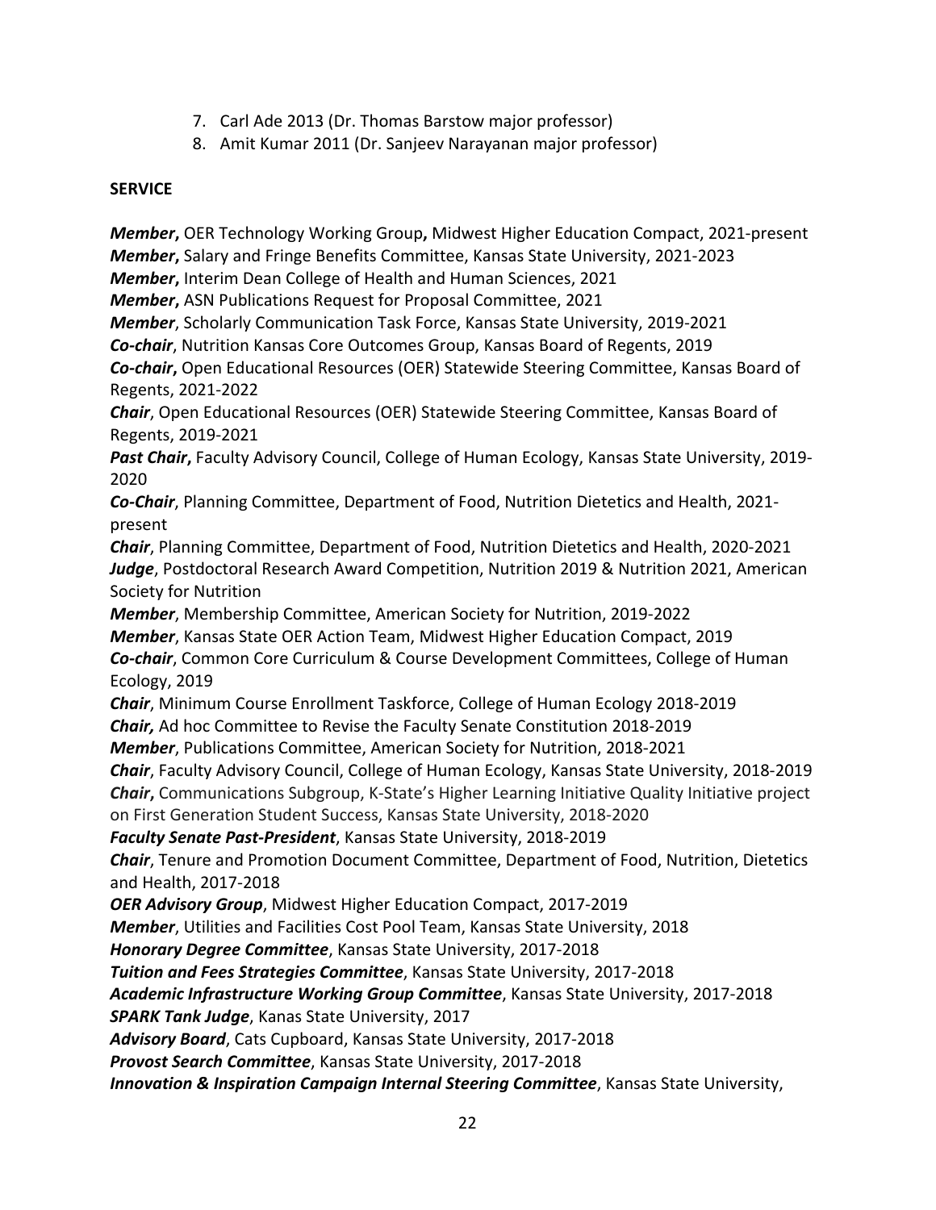7. Carl Ade 2013 (Dr. Thomas Barstow major professor)
8. Amit Kumar 2011 (Dr. Sanjeev Narayanan major professor)

**SERVICE**

***Member*****,** OER Technology Working Group**,** Midwest Higher Education Compact, 2021-present
***Member*****,** Salary and Fringe Benefits Committee, Kansas State University, 2021-2023
***Member*****,** Interim Dean College of Health and Human Sciences, 2021
***Member*****,** ASN Publications Request for Proposal Committee, 2021
***Member***, Scholarly Communication Task Force, Kansas State University, 2019-2021
***Co-chair***, Nutrition Kansas Core Outcomes Group, Kansas Board of Regents, 2019
***Co-chair*****,** Open Educational Resources (OER) Statewide Steering Committee, Kansas Board of Regents, 2021-2022
***Chair***, Open Educational Resources (OER) Statewide Steering Committee, Kansas Board of Regents, 2019-2021
***Past Chair*****,** Faculty Advisory Council, College of Human Ecology, Kansas State University, 2019-2020
***Co-Chair***, Planning Committee, Department of Food, Nutrition Dietetics and Health, 2021-present
***Chair***, Planning Committee, Department of Food, Nutrition Dietetics and Health, 2020-2021
***Judge***, Postdoctoral Research Award Competition, Nutrition 2019 & Nutrition 2021, American Society for Nutrition
***Member***, Membership Committee, American Society for Nutrition, 2019-2022
***Member***, Kansas State OER Action Team, Midwest Higher Education Compact, 2019
***Co-chair***, Common Core Curriculum & Course Development Committees, College of Human Ecology, 2019
***Chair***, Minimum Course Enrollment Taskforce, College of Human Ecology 2018-2019
***Chair,*** Ad hoc Committee to Revise the Faculty Senate Constitution 2018-2019
***Member***, Publications Committee, American Society for Nutrition, 2018-2021
***Chair***, Faculty Advisory Council, College of Human Ecology, Kansas State University, 2018-2019
***Chair*****,** Communications Subgroup, K-State's Higher Learning Initiative Quality Initiative project on First Generation Student Success, Kansas State University, 2018-2020
***Faculty Senate Past-President***, Kansas State University, 2018-2019
***Chair***, Tenure and Promotion Document Committee, Department of Food, Nutrition, Dietetics and Health, 2017-2018
***OER Advisory Group***, Midwest Higher Education Compact, 2017-2019
***Member***, Utilities and Facilities Cost Pool Team, Kansas State University, 2018
***Honorary Degree Committee***, Kansas State University, 2017-2018
***Tuition and Fees Strategies Committee***, Kansas State University, 2017-2018
***Academic Infrastructure Working Group Committee***, Kansas State University, 2017-2018
***SPARK Tank Judge***, Kanas State University, 2017
***Advisory Board***, Cats Cupboard, Kansas State University, 2017-2018
***Provost Search Committee***, Kansas State University, 2017-2018
***Innovation & Inspiration Campaign Internal Steering Committee***, Kansas State University,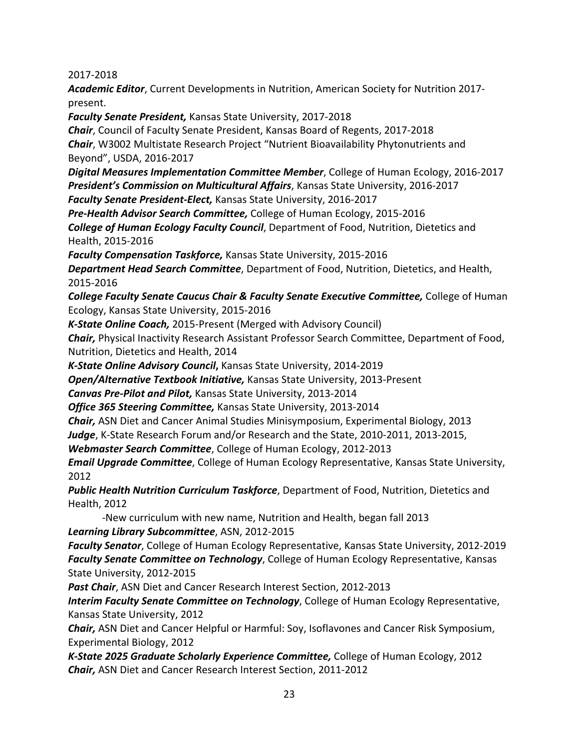2017-2018

***Academic Editor***, Current Developments in Nutrition, American Society for Nutrition 2017-present.

***Faculty Senate President,*** Kansas State University, 2017-2018

***Chair***, Council of Faculty Senate President, Kansas Board of Regents, 2017-2018

***Chair***, W3002 Multistate Research Project "Nutrient Bioavailability Phytonutrients and Beyond", USDA, 2016-2017

***Digital Measures Implementation Committee Member***, College of Human Ecology, 2016-2017

***President's Commission on Multicultural Affairs***, Kansas State University, 2016-2017

***Faculty Senate President-Elect,*** Kansas State University, 2016-2017

***Pre-Health Advisor Search Committee,*** College of Human Ecology, 2015-2016

***College of Human Ecology Faculty Council***, Department of Food, Nutrition, Dietetics and Health, 2015-2016

***Faculty Compensation Taskforce,*** Kansas State University, 2015-2016

***Department Head Search Committee***, Department of Food, Nutrition, Dietetics, and Health, 2015-2016

***College Faculty Senate Caucus Chair & Faculty Senate Executive Committee,*** College of Human Ecology, Kansas State University, 2015-2016

***K-State Online Coach,*** 2015-Present (Merged with Advisory Council)

***Chair,*** Physical Inactivity Research Assistant Professor Search Committee, Department of Food, Nutrition, Dietetics and Health, 2014

***K-State Online Advisory Council,*** Kansas State University, 2014-2019

***Open/Alternative Textbook Initiative,*** Kansas State University, 2013-Present

***Canvas Pre-Pilot and Pilot,*** Kansas State University, 2013-2014

***Office 365 Steering Committee,*** Kansas State University, 2013-2014

***Chair,*** ASN Diet and Cancer Animal Studies Minisymposium, Experimental Biology, 2013

***Judge***, K-State Research Forum and/or Research and the State, 2010-2011, 2013-2015,

***Webmaster Search Committee***, College of Human Ecology, 2012-2013

***Email Upgrade Committee***, College of Human Ecology Representative, Kansas State University, 2012

***Public Health Nutrition Curriculum Taskforce***, Department of Food, Nutrition, Dietetics and Health, 2012

-New curriculum with new name, Nutrition and Health, began fall 2013

***Learning Library Subcommittee***, ASN, 2012-2015

***Faculty Senator***, College of Human Ecology Representative, Kansas State University, 2012-2019

***Faculty Senate Committee on Technology***, College of Human Ecology Representative, Kansas State University, 2012-2015

***Past Chair***, ASN Diet and Cancer Research Interest Section, 2012-2013

***Interim Faculty Senate Committee on Technology***, College of Human Ecology Representative, Kansas State University, 2012

***Chair,*** ASN Diet and Cancer Helpful or Harmful: Soy, Isoflavones and Cancer Risk Symposium, Experimental Biology, 2012

***K-State 2025 Graduate Scholarly Experience Committee,*** College of Human Ecology, 2012

***Chair,*** ASN Diet and Cancer Research Interest Section, 2011-2012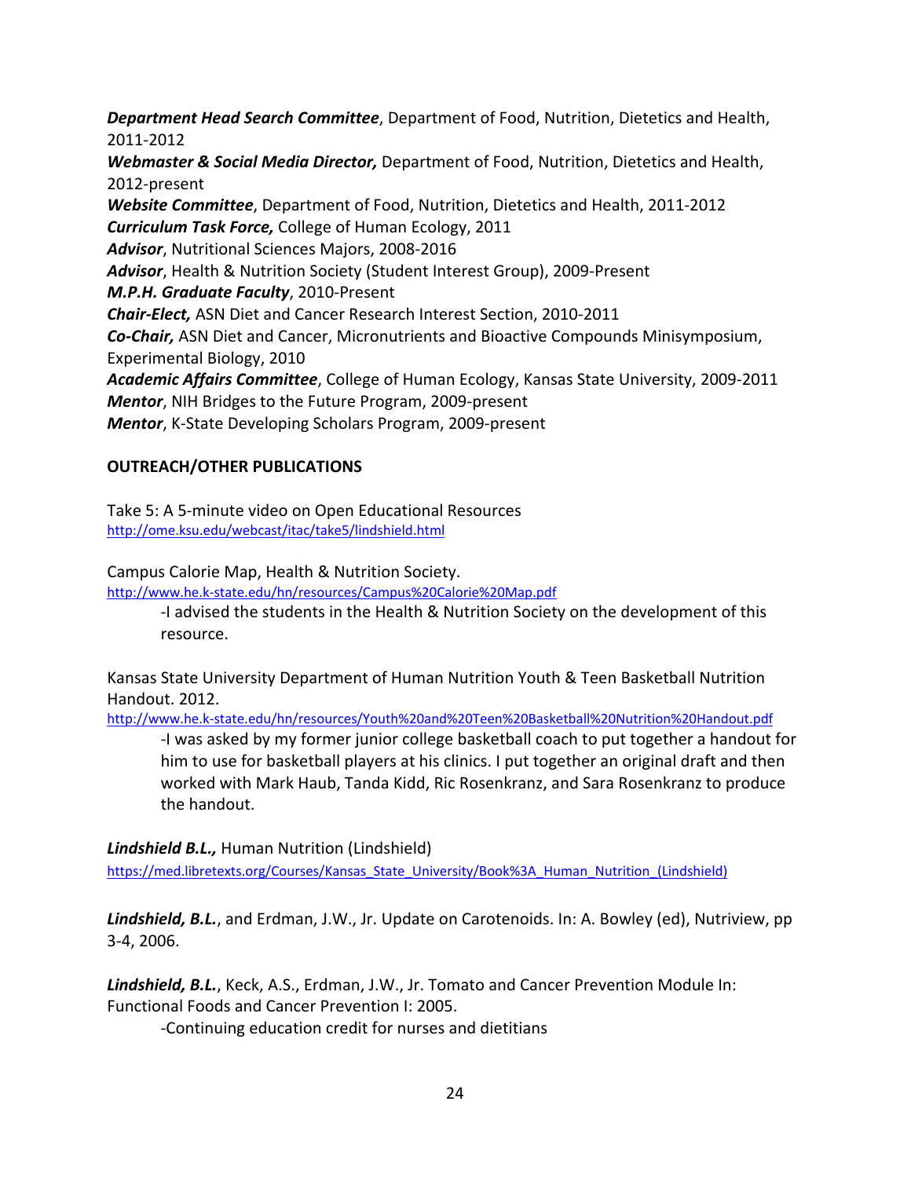***Department Head Search Committee***, Department of Food, Nutrition, Dietetics and Health, 2011-2012
***Webmaster & Social Media Director,*** Department of Food, Nutrition, Dietetics and Health, 2012-present
***Website Committee***, Department of Food, Nutrition, Dietetics and Health, 2011-2012
***Curriculum Task Force,*** College of Human Ecology, 2011
***Advisor***, Nutritional Sciences Majors, 2008-2016
***Advisor***, Health & Nutrition Society (Student Interest Group), 2009-Present
***M.P.H. Graduate Faculty***, 2010-Present
***Chair-Elect,*** ASN Diet and Cancer Research Interest Section, 2010-2011
***Co-Chair,*** ASN Diet and Cancer, Micronutrients and Bioactive Compounds Minisymposium, Experimental Biology, 2010
***Academic Affairs Committee***, College of Human Ecology, Kansas State University, 2009-2011
***Mentor***, NIH Bridges to the Future Program, 2009-present
***Mentor***, K-State Developing Scholars Program, 2009-present

**OUTREACH/OTHER PUBLICATIONS**

Take 5: A 5-minute video on Open Educational Resources
http://ome.ksu.edu/webcast/itac/take5/lindshield.html

Campus Calorie Map, Health & Nutrition Society.
http://www.he.k-state.edu/hn/resources/Campus%20Calorie%20Map.pdf

> -I advised the students in the Health & Nutrition Society on the development of this resource.

Kansas State University Department of Human Nutrition Youth & Teen Basketball Nutrition Handout. 2012.
http://www.he.k-state.edu/hn/resources/Youth%20and%20Teen%20Basketball%20Nutrition%20Handout.pdf

> -I was asked by my former junior college basketball coach to put together a handout for him to use for basketball players at his clinics. I put together an original draft and then worked with Mark Haub, Tanda Kidd, Ric Rosenkranz, and Sara Rosenkranz to produce the handout.

***Lindshield B.L.,*** Human Nutrition (Lindshield)
https://med.libretexts.org/Courses/Kansas_State_University/Book%3A_Human_Nutrition_(Lindshield)

***Lindshield, B.L.***, and Erdman, J.W., Jr. Update on Carotenoids. In: A. Bowley (ed), Nutriview, pp 3-4, 2006.

***Lindshield, B.L.***, Keck, A.S., Erdman, J.W., Jr. Tomato and Cancer Prevention Module In: Functional Foods and Cancer Prevention I: 2005.

> -Continuing education credit for nurses and dietitians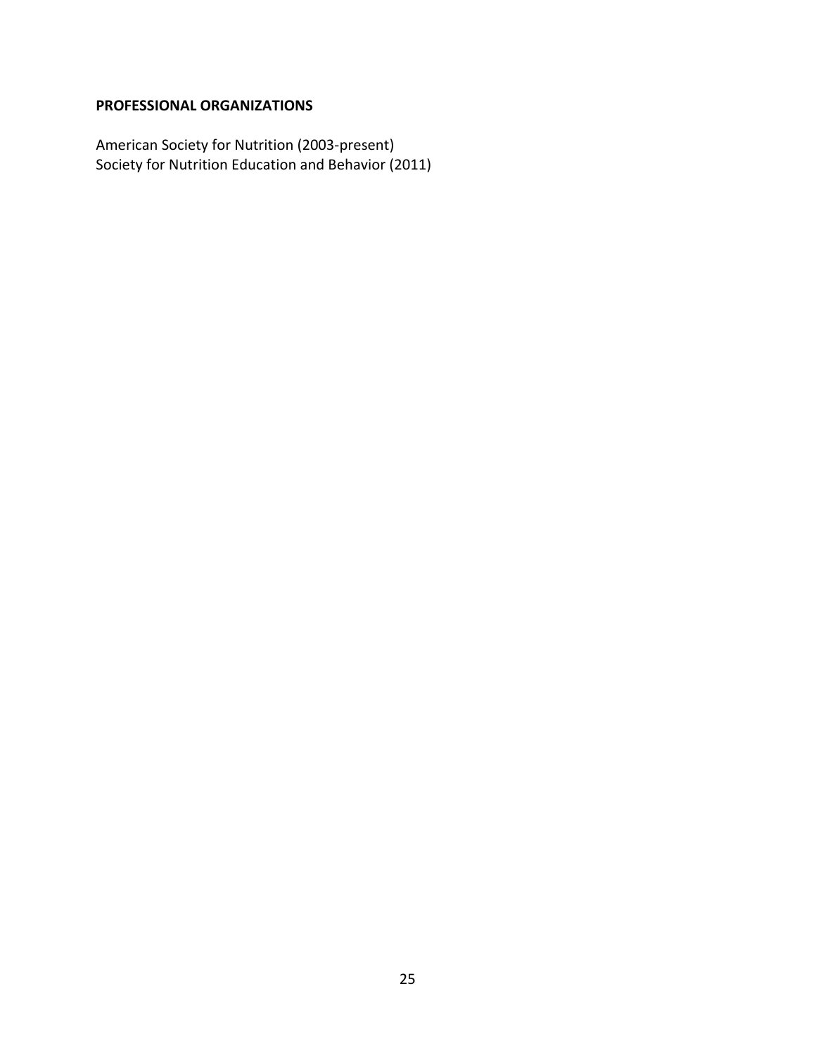## PROFESSIONAL ORGANIZATIONS

American Society for Nutrition (2003-present)
Society for Nutrition Education and Behavior (2011)